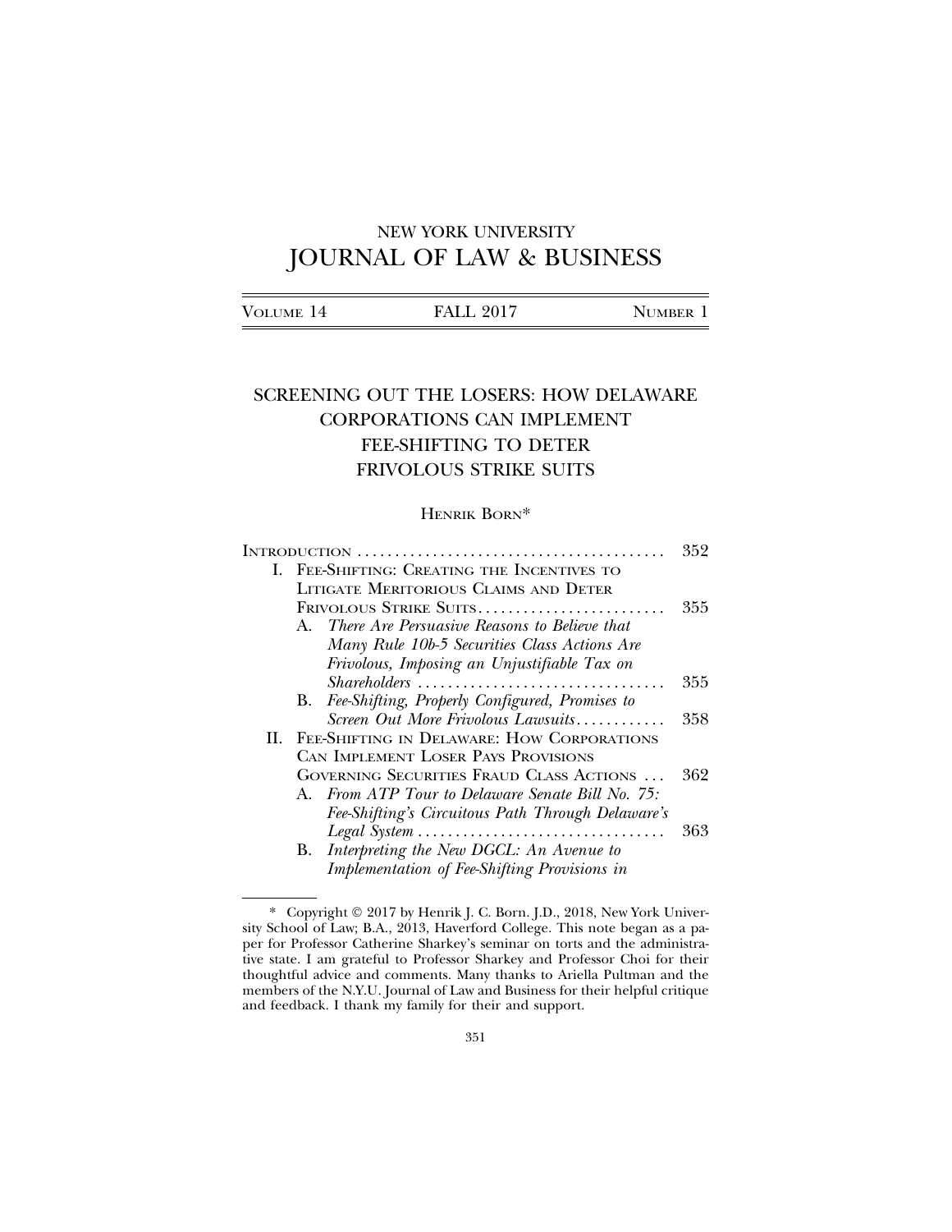NEW YORK UNIVERSITY
# JOURNAL OF LAW & BUSINESS

VOLUME 14 | FALL 2017 | NUMBER 1

## SCREENING OUT THE LOSERS: HOW DELAWARE CORPORATIONS CAN IMPLEMENT FEE-SHIFTING TO DETER FRIVOLOUS STRIKE SUITS

HENRIK BORN*

| | |
|---|---|
| INTRODUCTION | 352 |
| I. FEE-SHIFTING: CREATING THE INCENTIVES TO LITIGATE MERITORIOUS CLAIMS AND DETER FRIVOLOUS STRIKE SUITS | 355 |
| A. *There Are Persuasive Reasons to Believe that Many Rule 10b-5 Securities Class Actions Are Frivolous, Imposing an Unjustifiable Tax on Shareholders* | 355 |
| B. *Fee-Shifting, Properly Configured, Promises to Screen Out More Frivolous Lawsuits* | 358 |
| II. FEE-SHIFTING IN DELAWARE: HOW CORPORATIONS CAN IMPLEMENT LOSER PAYS PROVISIONS GOVERNING SECURITIES FRAUD CLASS ACTIONS | 362 |
| A. *From ATP Tour to Delaware Senate Bill No. 75: Fee-Shifting's Circuitous Path Through Delaware's Legal System* | 363 |
| B. *Interpreting the New DGCL: An Avenue to Implementation of Fee-Shifting Provisions in* | |

\* Copyright © 2017 by Henrik J. C. Born. J.D., 2018, New York University School of Law; B.A., 2013, Haverford College. This note began as a paper for Professor Catherine Sharkey's seminar on torts and the administrative state. I am grateful to Professor Sharkey and Professor Choi for their thoughtful advice and comments. Many thanks to Ariella Pultman and the members of the N.Y.U. Journal of Law and Business for their helpful critique and feedback. I thank my family for their and support.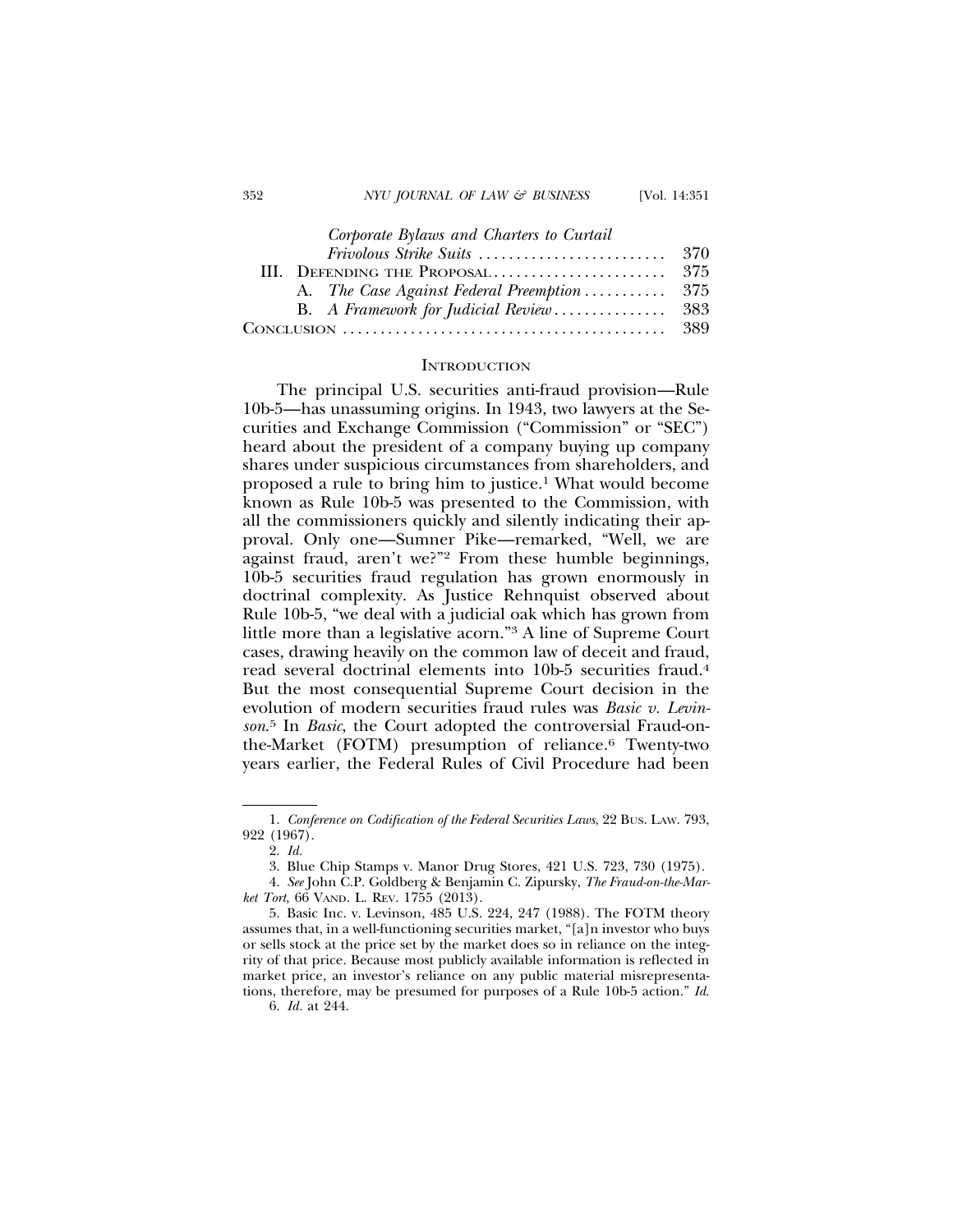*Corporate Bylaws and Charters to Curtail Frivolous Strike Suits* ........................ 370

III. Defending the Proposal ........................ 375

A. *The Case Against Federal Preemption* ........... 375

B. *A Framework for Judicial Review* ............... 383

Conclusion ........................................... 389

## Introduction

The principal U.S. securities anti-fraud provision—Rule 10b-5—has unassuming origins. In 1943, two lawyers at the Securities and Exchange Commission ("Commission" or "SEC") heard about the president of a company buying up company shares under suspicious circumstances from shareholders, and proposed a rule to bring him to justice.[1] What would become known as Rule 10b-5 was presented to the Commission, with all the commissioners quickly and silently indicating their approval. Only one—Sumner Pike—remarked, "Well, we are against fraud, aren't we?"[2] From these humble beginnings, 10b-5 securities fraud regulation has grown enormously in doctrinal complexity. As Justice Rehnquist observed about Rule 10b-5, "we deal with a judicial oak which has grown from little more than a legislative acorn."[3] A line of Supreme Court cases, drawing heavily on the common law of deceit and fraud, read several doctrinal elements into 10b-5 securities fraud.[4] But the most consequential Supreme Court decision in the evolution of modern securities fraud rules was *Basic v. Levinson*.[5] In *Basic*, the Court adopted the controversial Fraud-on-the-Market (FOTM) presumption of reliance.[6] Twenty-two years earlier, the Federal Rules of Civil Procedure had been

---

1. *Conference on Codification of the Federal Securities Laws*, 22 Bus. Law. 793, 922 (1967).

2. *Id.*

3. Blue Chip Stamps v. Manor Drug Stores, 421 U.S. 723, 730 (1975).

4. *See* John C.P. Goldberg & Benjamin C. Zipursky, *The Fraud-on-the-Market Tort*, 66 Vand. L. Rev. 1755 (2013).

5. Basic Inc. v. Levinson, 485 U.S. 224, 247 (1988). The FOTM theory assumes that, in a well-functioning securities market, "[a]n investor who buys or sells stock at the price set by the market does so in reliance on the integrity of that price. Because most publicly available information is reflected in market price, an investor's reliance on any public material misrepresentations, therefore, may be presumed for purposes of a Rule 10b-5 action." *Id.*

6. *Id.* at 244.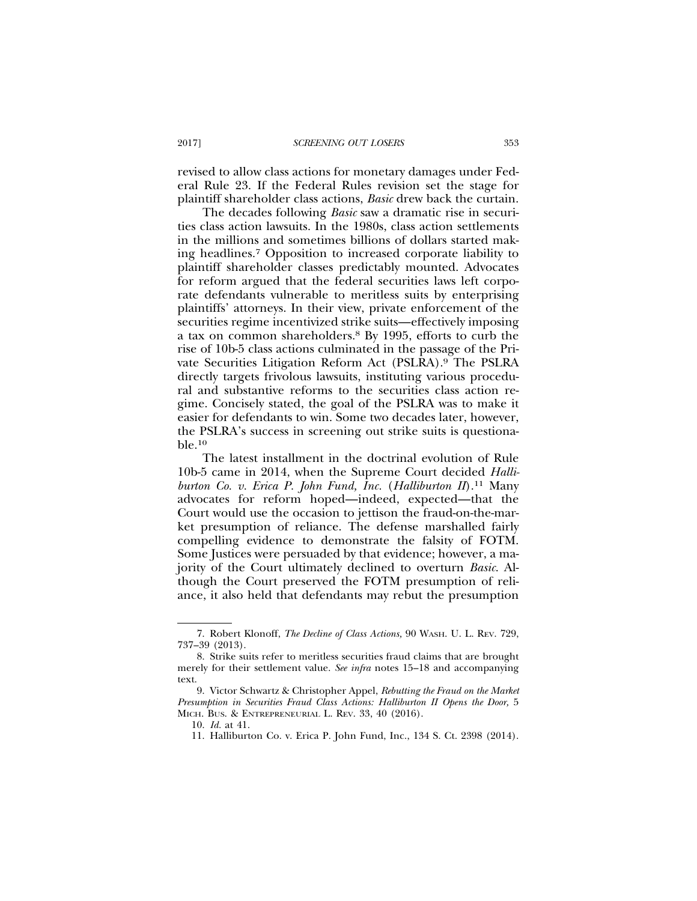revised to allow class actions for monetary damages under Federal Rule 23. If the Federal Rules revision set the stage for plaintiff shareholder class actions, *Basic* drew back the curtain.

The decades following *Basic* saw a dramatic rise in securities class action lawsuits. In the 1980s, class action settlements in the millions and sometimes billions of dollars started making headlines.[7] Opposition to increased corporate liability to plaintiff shareholder classes predictably mounted. Advocates for reform argued that the federal securities laws left corporate defendants vulnerable to meritless suits by enterprising plaintiffs' attorneys. In their view, private enforcement of the securities regime incentivized strike suits—effectively imposing a tax on common shareholders.[8] By 1995, efforts to curb the rise of 10b-5 class actions culminated in the passage of the Private Securities Litigation Reform Act (PSLRA).[9] The PSLRA directly targets frivolous lawsuits, instituting various procedural and substantive reforms to the securities class action regime. Concisely stated, the goal of the PSLRA was to make it easier for defendants to win. Some two decades later, however, the PSLRA's success in screening out strike suits is questionable.[10]

The latest installment in the doctrinal evolution of Rule 10b-5 came in 2014, when the Supreme Court decided *Halliburton Co. v. Erica P. John Fund, Inc.* (*Halliburton II*).[11] Many advocates for reform hoped—indeed, expected—that the Court would use the occasion to jettison the fraud-on-the-market presumption of reliance. The defense marshalled fairly compelling evidence to demonstrate the falsity of FOTM. Some Justices were persuaded by that evidence; however, a majority of the Court ultimately declined to overturn *Basic*. Although the Court preserved the FOTM presumption of reliance, it also held that defendants may rebut the presumption

---

7. Robert Klonoff, *The Decline of Class Actions,* 90 WASH. U. L. REV. 729, 737–39 (2013).

8. Strike suits refer to meritless securities fraud claims that are brought merely for their settlement value. *See infra* notes 15–18 and accompanying text.

9. Victor Schwartz & Christopher Appel, *Rebutting the Fraud on the Market Presumption in Securities Fraud Class Actions: Halliburton II Opens the Door,* 5 MICH. BUS. & ENTREPRENEURIAL L. REV. 33, 40 (2016).

10. *Id.* at 41.

11. Halliburton Co. v. Erica P. John Fund, Inc., 134 S. Ct. 2398 (2014).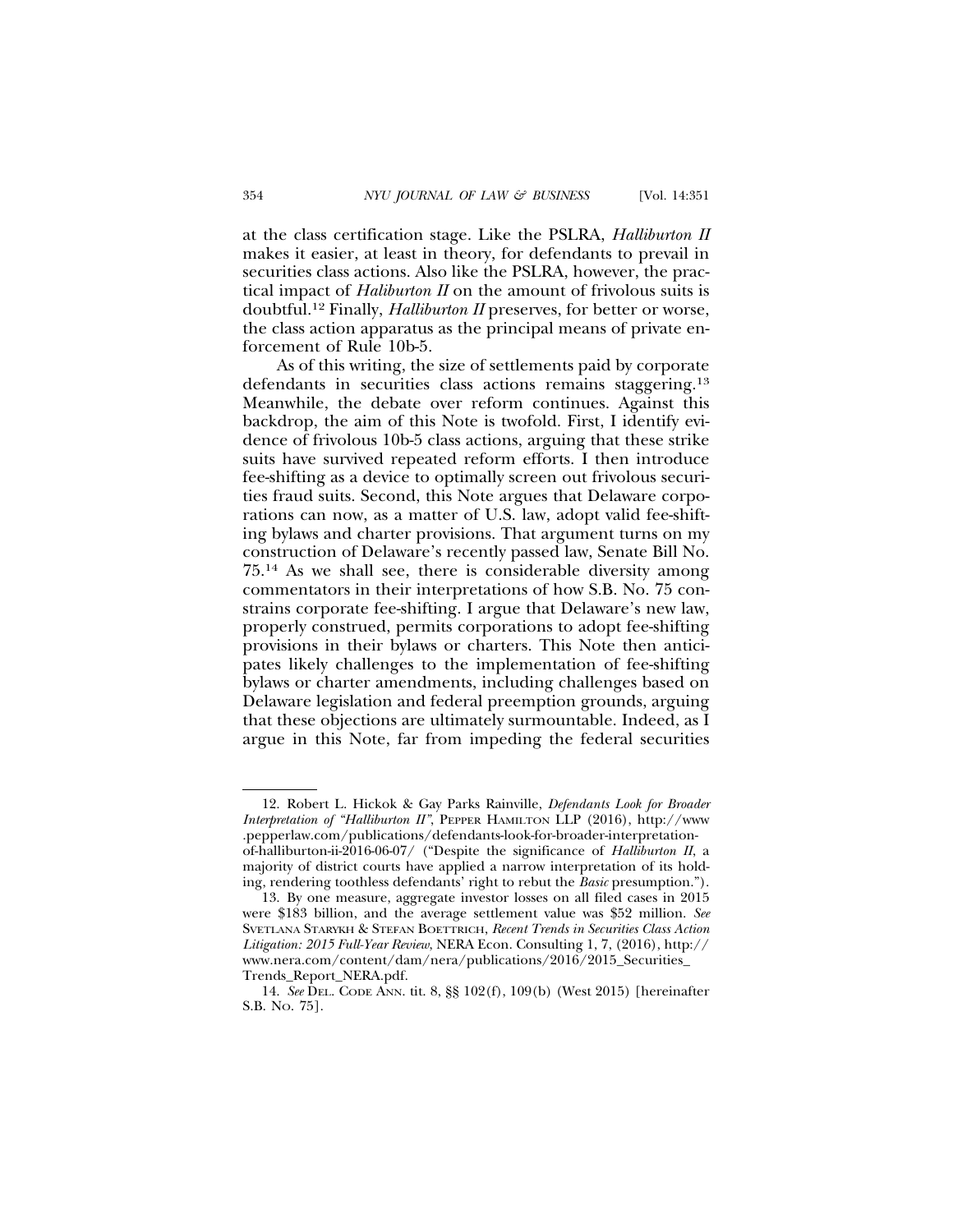at the class certification stage. Like the PSLRA, *Halliburton II* makes it easier, at least in theory, for defendants to prevail in securities class actions. Also like the PSLRA, however, the practical impact of *Haliburton II* on the amount of frivolous suits is doubtful.[12] Finally, *Halliburton II* preserves, for better or worse, the class action apparatus as the principal means of private enforcement of Rule 10b-5.

As of this writing, the size of settlements paid by corporate defendants in securities class actions remains staggering.[13] Meanwhile, the debate over reform continues. Against this backdrop, the aim of this Note is twofold. First, I identify evidence of frivolous 10b-5 class actions, arguing that these strike suits have survived repeated reform efforts. I then introduce fee-shifting as a device to optimally screen out frivolous securities fraud suits. Second, this Note argues that Delaware corporations can now, as a matter of U.S. law, adopt valid fee-shifting bylaws and charter provisions. That argument turns on my construction of Delaware's recently passed law, Senate Bill No. 75.[14] As we shall see, there is considerable diversity among commentators in their interpretations of how S.B. No. 75 constrains corporate fee-shifting. I argue that Delaware's new law, properly construed, permits corporations to adopt fee-shifting provisions in their bylaws or charters. This Note then anticipates likely challenges to the implementation of fee-shifting bylaws or charter amendments, including challenges based on Delaware legislation and federal preemption grounds, arguing that these objections are ultimately surmountable. Indeed, as I argue in this Note, far from impeding the federal securities

---

12. Robert L. Hickok & Gay Parks Rainville, *Defendants Look for Broader Interpretation of "Halliburton II"*, PEPPER HAMILTON LLP (2016), http://www.pepperlaw.com/publications/defendants-look-for-broader-interpretation-of-halliburton-ii-2016-06-07/ ("Despite the significance of *Halliburton II*, a majority of district courts have applied a narrow interpretation of its holding, rendering toothless defendants' right to rebut the *Basic* presumption.").

13. By one measure, aggregate investor losses on all filed cases in 2015 were $183 billion, and the average settlement value was $52 million. *See* SVETLANA STARYKH & STEFAN BOETTRICH, *Recent Trends in Securities Class Action Litigation: 2015 Full-Year Review*, NERA Econ. Consulting 1, 7, (2016), http://www.nera.com/content/dam/nera/publications/2016/2015_Securities_Trends_Report_NERA.pdf.

14. *See* DEL. CODE ANN. tit. 8, §§ 102(f), 109(b) (West 2015) [hereinafter S.B. NO. 75].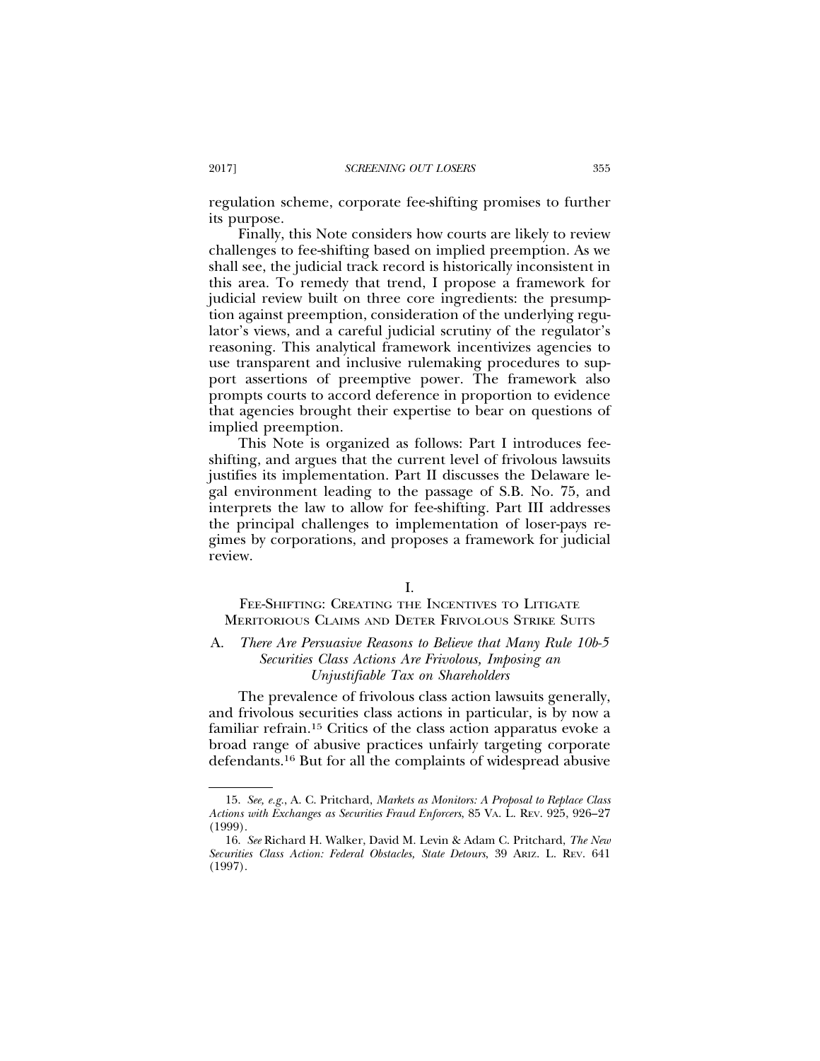regulation scheme, corporate fee-shifting promises to further its purpose.

Finally, this Note considers how courts are likely to review challenges to fee-shifting based on implied preemption. As we shall see, the judicial track record is historically inconsistent in this area. To remedy that trend, I propose a framework for judicial review built on three core ingredients: the presumption against preemption, consideration of the underlying regulator's views, and a careful judicial scrutiny of the regulator's reasoning. This analytical framework incentivizes agencies to use transparent and inclusive rulemaking procedures to support assertions of preemptive power. The framework also prompts courts to accord deference in proportion to evidence that agencies brought their expertise to bear on questions of implied preemption.

This Note is organized as follows: Part I introduces fee-shifting, and argues that the current level of frivolous lawsuits justifies its implementation. Part II discusses the Delaware legal environment leading to the passage of S.B. No. 75, and interprets the law to allow for fee-shifting. Part III addresses the principal challenges to implementation of loser-pays regimes by corporations, and proposes a framework for judicial review.

## I. FEE-SHIFTING: CREATING THE INCENTIVES TO LITIGATE MERITORIOUS CLAIMS AND DETER FRIVOLOUS STRIKE SUITS

### A. *There Are Persuasive Reasons to Believe that Many Rule 10b-5 Securities Class Actions Are Frivolous, Imposing an Unjustifiable Tax on Shareholders*

The prevalence of frivolous class action lawsuits generally, and frivolous securities class actions in particular, is by now a familiar refrain.[15] Critics of the class action apparatus evoke a broad range of abusive practices unfairly targeting corporate defendants.[16] But for all the complaints of widespread abusive

---

15. *See, e.g.*, A. C. Pritchard, *Markets as Monitors: A Proposal to Replace Class Actions with Exchanges as Securities Fraud Enforcers*, 85 VA. L. REV. 925, 926–27 (1999).

16. *See* Richard H. Walker, David M. Levin & Adam C. Pritchard, *The New Securities Class Action: Federal Obstacles, State Detours*, 39 ARIZ. L. REV. 641 (1997).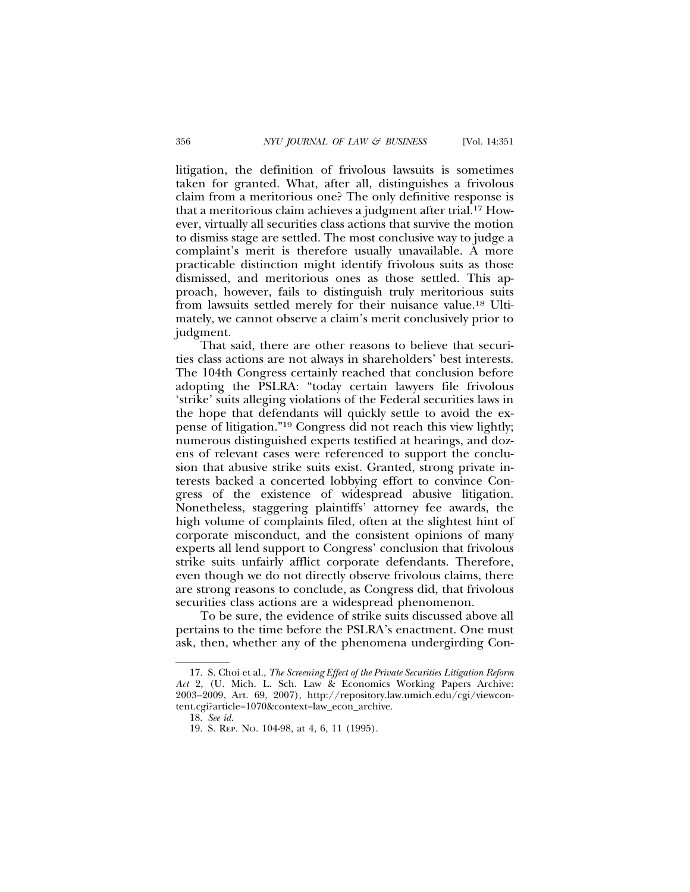litigation, the definition of frivolous lawsuits is sometimes taken for granted. What, after all, distinguishes a frivolous claim from a meritorious one? The only definitive response is that a meritorious claim achieves a judgment after trial.[17] However, virtually all securities class actions that survive the motion to dismiss stage are settled. The most conclusive way to judge a complaint's merit is therefore usually unavailable. A more practicable distinction might identify frivolous suits as those dismissed, and meritorious ones as those settled. This approach, however, fails to distinguish truly meritorious suits from lawsuits settled merely for their nuisance value.[18] Ultimately, we cannot observe a claim's merit conclusively prior to judgment.

That said, there are other reasons to believe that securities class actions are not always in shareholders' best interests. The 104th Congress certainly reached that conclusion before adopting the PSLRA: "today certain lawyers file frivolous 'strike' suits alleging violations of the Federal securities laws in the hope that defendants will quickly settle to avoid the expense of litigation."[19] Congress did not reach this view lightly; numerous distinguished experts testified at hearings, and dozens of relevant cases were referenced to support the conclusion that abusive strike suits exist. Granted, strong private interests backed a concerted lobbying effort to convince Congress of the existence of widespread abusive litigation. Nonetheless, staggering plaintiffs' attorney fee awards, the high volume of complaints filed, often at the slightest hint of corporate misconduct, and the consistent opinions of many experts all lend support to Congress' conclusion that frivolous strike suits unfairly afflict corporate defendants. Therefore, even though we do not directly observe frivolous claims, there are strong reasons to conclude, as Congress did, that frivolous securities class actions are a widespread phenomenon.

To be sure, the evidence of strike suits discussed above all pertains to the time before the PSLRA's enactment. One must ask, then, whether any of the phenomena undergirding Con-

---

17. S. Choi et al., *The Screening Effect of the Private Securities Litigation Reform Act* 2, (U. Mich. L. Sch. Law & Economics Working Papers Archive: 2003–2009, Art. 69, 2007), http://repository.law.umich.edu/cgi/viewcontent.cgi?article=1070&context=law_econ_archive.

18. *See id.*

19. S. REP. NO. 104-98, at 4, 6, 11 (1995).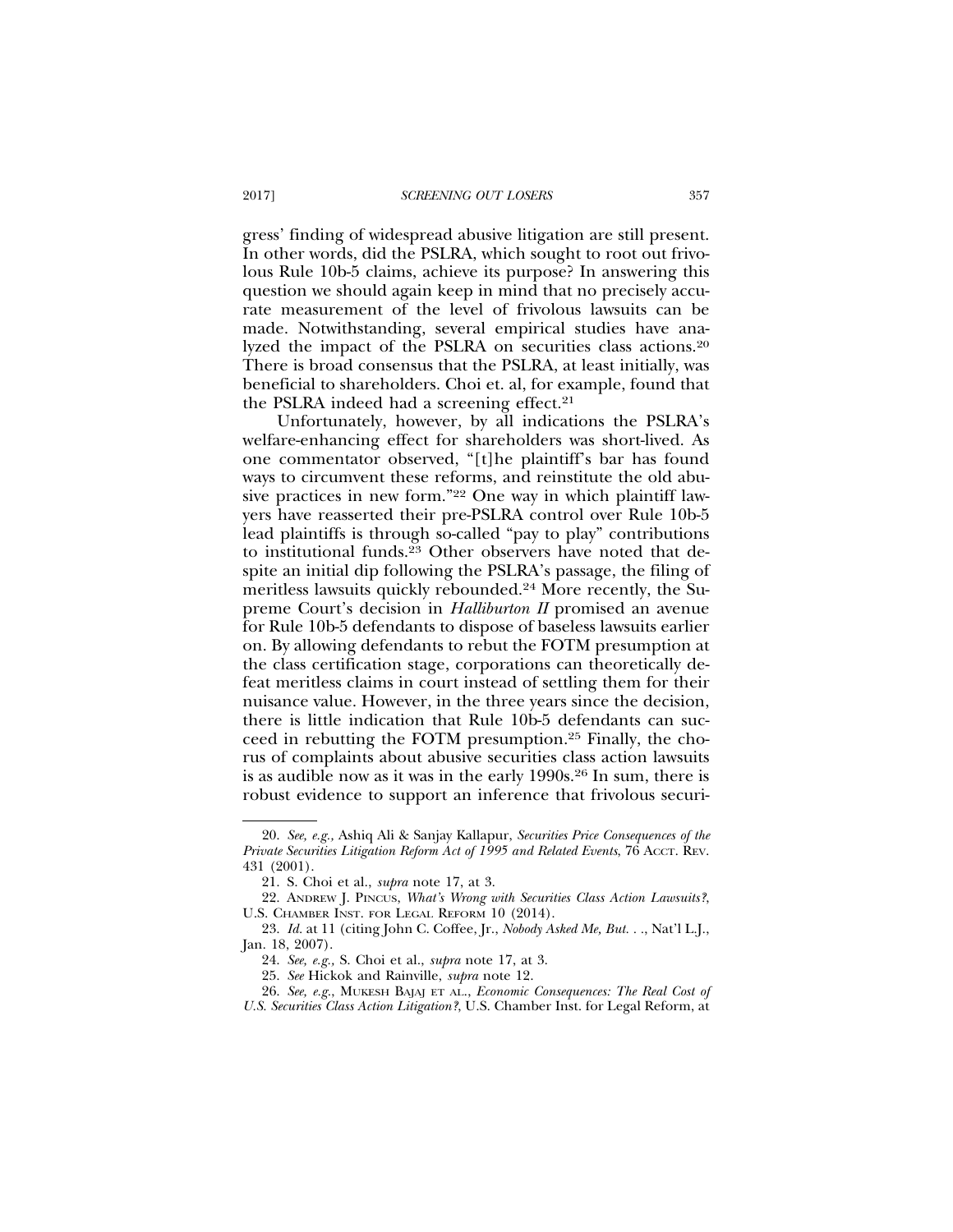gress' finding of widespread abusive litigation are still present. In other words, did the PSLRA, which sought to root out frivolous Rule 10b-5 claims, achieve its purpose? In answering this question we should again keep in mind that no precisely accurate measurement of the level of frivolous lawsuits can be made. Notwithstanding, several empirical studies have analyzed the impact of the PSLRA on securities class actions.[20] There is broad consensus that the PSLRA, at least initially, was beneficial to shareholders. Choi et. al, for example, found that the PSLRA indeed had a screening effect.[21]

Unfortunately, however, by all indications the PSLRA's welfare-enhancing effect for shareholders was short-lived. As one commentator observed, "[t]he plaintiff's bar has found ways to circumvent these reforms, and reinstitute the old abusive practices in new form."[22] One way in which plaintiff lawyers have reasserted their pre-PSLRA control over Rule 10b-5 lead plaintiffs is through so-called "pay to play" contributions to institutional funds.[23] Other observers have noted that despite an initial dip following the PSLRA's passage, the filing of meritless lawsuits quickly rebounded.[24] More recently, the Supreme Court's decision in *Halliburton II* promised an avenue for Rule 10b-5 defendants to dispose of baseless lawsuits earlier on. By allowing defendants to rebut the FOTM presumption at the class certification stage, corporations can theoretically defeat meritless claims in court instead of settling them for their nuisance value. However, in the three years since the decision, there is little indication that Rule 10b-5 defendants can succeed in rebutting the FOTM presumption.[25] Finally, the chorus of complaints about abusive securities class action lawsuits is as audible now as it was in the early 1990s.[26] In sum, there is robust evidence to support an inference that frivolous securi-

---

20. *See, e.g.*, Ashiq Ali & Sanjay Kallapur, *Securities Price Consequences of the Private Securities Litigation Reform Act of 1995 and Related Events*, 76 ACCT. REV. 431 (2001).

21. S. Choi et al., *supra* note 17, at 3.

22. ANDREW J. PINCUS, *What's Wrong with Securities Class Action Lawsuits?*, U.S. CHAMBER INST. FOR LEGAL REFORM 10 (2014).

23. *Id.* at 11 (citing John C. Coffee, Jr., *Nobody Asked Me, But. . .*, Nat'l L.J., Jan. 18, 2007).

24. *See, e.g.*, S. Choi et al., *supra* note 17, at 3.

25. *See* Hickok and Rainville, *supra* note 12.

26. *See, e.g.*, MUKESH BAJAJ ET AL., *Economic Consequences: The Real Cost of U.S. Securities Class Action Litigation?*, U.S. Chamber Inst. for Legal Reform, at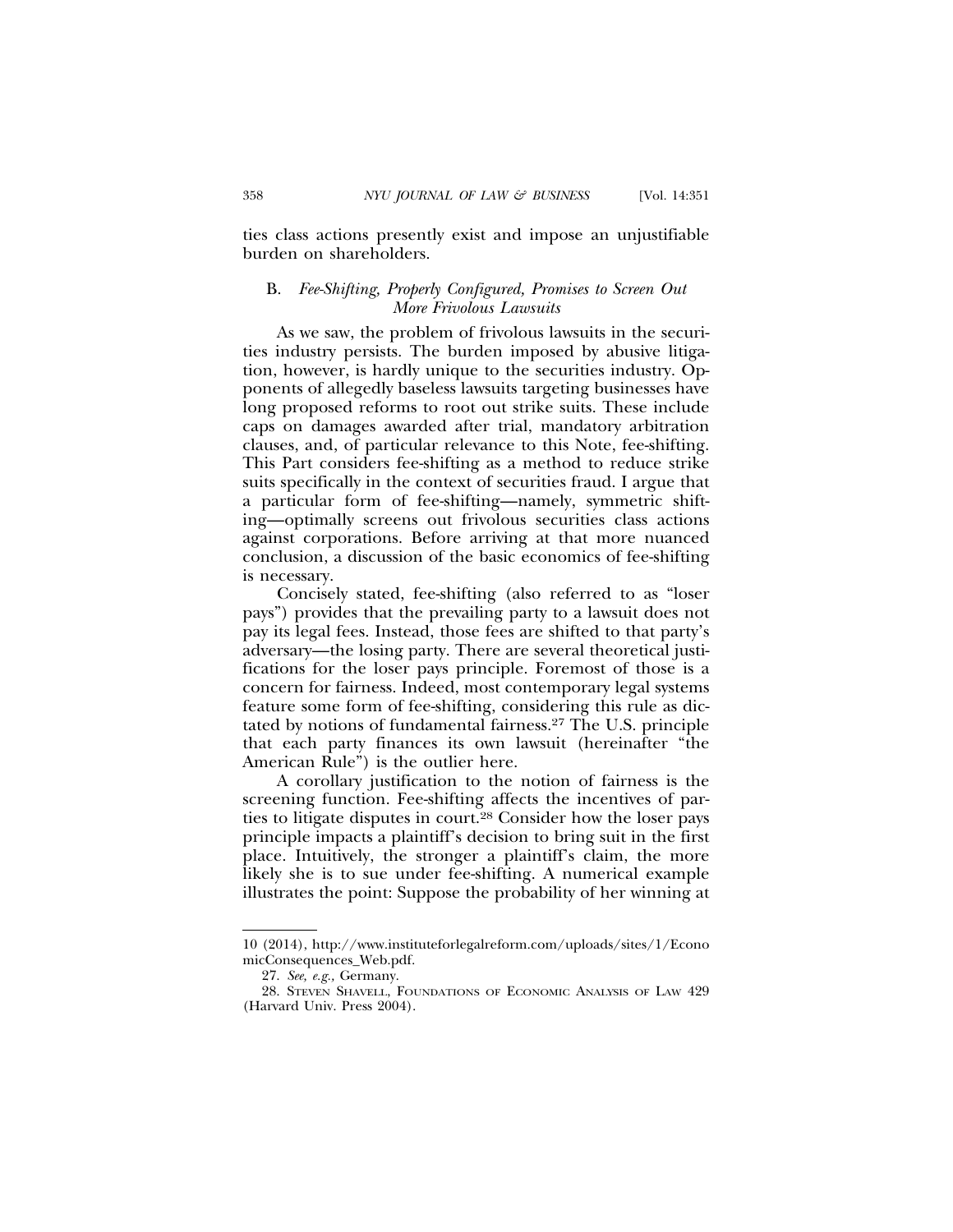ties class actions presently exist and impose an unjustifiable burden on shareholders.

### B. *Fee-Shifting, Properly Configured, Promises to Screen Out More Frivolous Lawsuits*

As we saw, the problem of frivolous lawsuits in the securities industry persists. The burden imposed by abusive litigation, however, is hardly unique to the securities industry. Opponents of allegedly baseless lawsuits targeting businesses have long proposed reforms to root out strike suits. These include caps on damages awarded after trial, mandatory arbitration clauses, and, of particular relevance to this Note, fee-shifting. This Part considers fee-shifting as a method to reduce strike suits specifically in the context of securities fraud. I argue that a particular form of fee-shifting—namely, symmetric shifting—optimally screens out frivolous securities class actions against corporations. Before arriving at that more nuanced conclusion, a discussion of the basic economics of fee-shifting is necessary.

Concisely stated, fee-shifting (also referred to as "loser pays") provides that the prevailing party to a lawsuit does not pay its legal fees. Instead, those fees are shifted to that party's adversary—the losing party. There are several theoretical justifications for the loser pays principle. Foremost of those is a concern for fairness. Indeed, most contemporary legal systems feature some form of fee-shifting, considering this rule as dictated by notions of fundamental fairness.[27] The U.S. principle that each party finances its own lawsuit (hereinafter "the American Rule") is the outlier here.

A corollary justification to the notion of fairness is the screening function. Fee-shifting affects the incentives of parties to litigate disputes in court.[28] Consider how the loser pays principle impacts a plaintiff's decision to bring suit in the first place. Intuitively, the stronger a plaintiff's claim, the more likely she is to sue under fee-shifting. A numerical example illustrates the point: Suppose the probability of her winning at

---

10 (2014), http://www.instituteforlegalreform.com/uploads/sites/1/EconomicConsequences_Web.pdf.

27. *See, e.g.,* Germany.

28. STEVEN SHAVELL, FOUNDATIONS OF ECONOMIC ANALYSIS OF LAW 429 (Harvard Univ. Press 2004).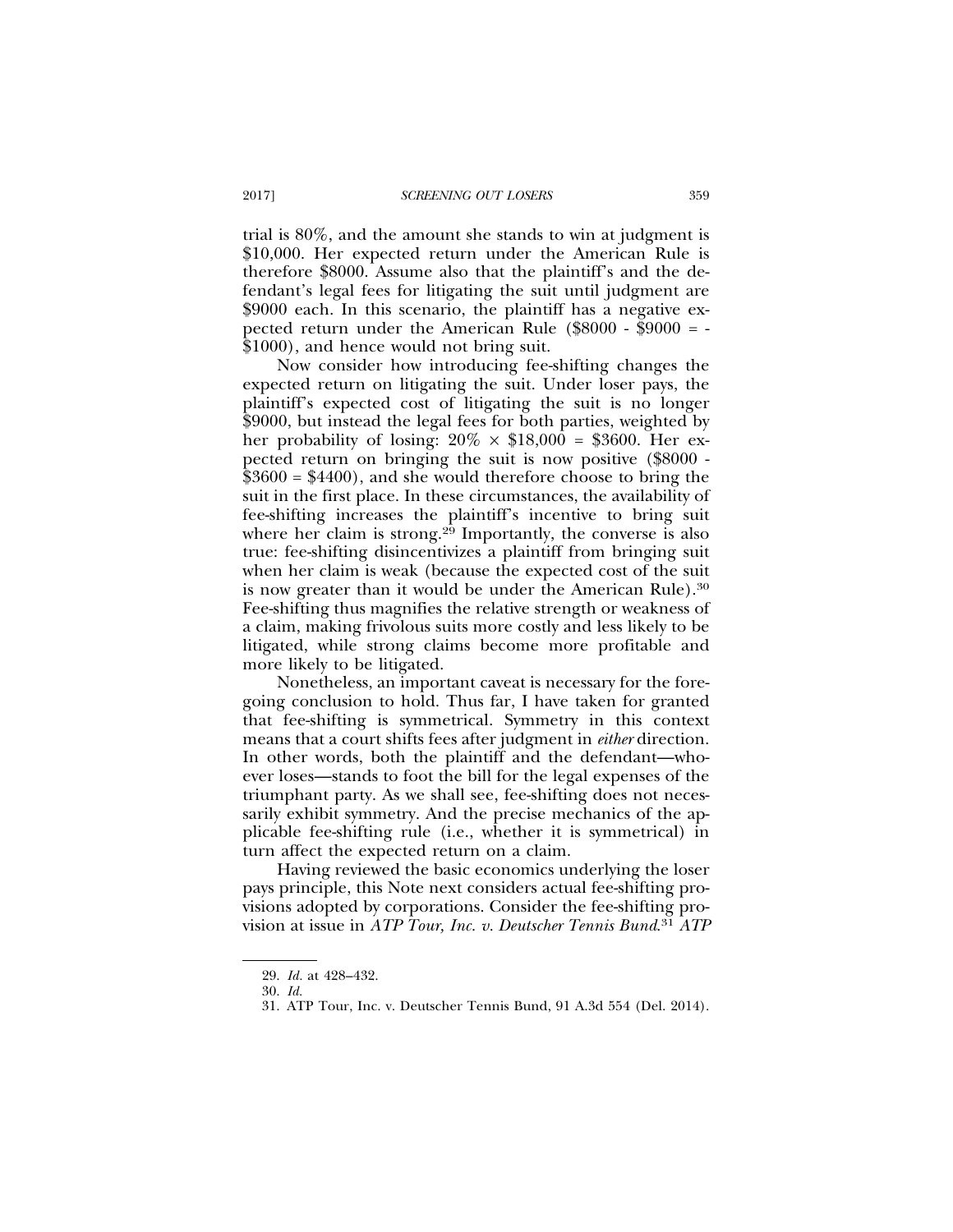trial is 80%, and the amount she stands to win at judgment is \$10,000. Her expected return under the American Rule is therefore \$8000. Assume also that the plaintiff's and the defendant's legal fees for litigating the suit until judgment are \$9000 each. In this scenario, the plaintiff has a negative expected return under the American Rule (\$8000 - \$9000 = -\$1000), and hence would not bring suit.

Now consider how introducing fee-shifting changes the expected return on litigating the suit. Under loser pays, the plaintiff's expected cost of litigating the suit is no longer \$9000, but instead the legal fees for both parties, weighted by her probability of losing: 20% × \$18,000 = \$3600. Her expected return on bringing the suit is now positive (\$8000 - \$3600 = \$4400), and she would therefore choose to bring the suit in the first place. In these circumstances, the availability of fee-shifting increases the plaintiff's incentive to bring suit where her claim is strong.[29] Importantly, the converse is also true: fee-shifting disincentivizes a plaintiff from bringing suit when her claim is weak (because the expected cost of the suit is now greater than it would be under the American Rule).[30] Fee-shifting thus magnifies the relative strength or weakness of a claim, making frivolous suits more costly and less likely to be litigated, while strong claims become more profitable and more likely to be litigated.

Nonetheless, an important caveat is necessary for the foregoing conclusion to hold. Thus far, I have taken for granted that fee-shifting is symmetrical. Symmetry in this context means that a court shifts fees after judgment in *either* direction. In other words, both the plaintiff and the defendant—whoever loses—stands to foot the bill for the legal expenses of the triumphant party. As we shall see, fee-shifting does not necessarily exhibit symmetry. And the precise mechanics of the applicable fee-shifting rule (i.e., whether it is symmetrical) in turn affect the expected return on a claim.

Having reviewed the basic economics underlying the loser pays principle, this Note next considers actual fee-shifting provisions adopted by corporations. Consider the fee-shifting provision at issue in *ATP Tour, Inc. v. Deutscher Tennis Bund*.[31] *ATP*

---

29. *Id.* at 428–432.

30. *Id.*

31. ATP Tour, Inc. v. Deutscher Tennis Bund, 91 A.3d 554 (Del. 2014).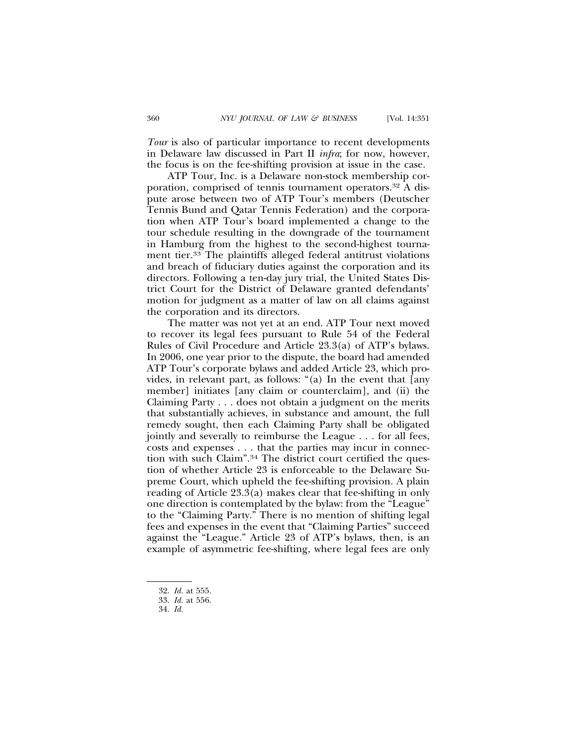*Tour* is also of particular importance to recent developments in Delaware law discussed in Part II *infra*; for now, however, the focus is on the fee-shifting provision at issue in the case.

ATP Tour, Inc. is a Delaware non-stock membership corporation, comprised of tennis tournament operators.[32] A dispute arose between two of ATP Tour's members (Deutscher Tennis Bund and Qatar Tennis Federation) and the corporation when ATP Tour's board implemented a change to the tour schedule resulting in the downgrade of the tournament in Hamburg from the highest to the second-highest tournament tier.[33] The plaintiffs alleged federal antitrust violations and breach of fiduciary duties against the corporation and its directors. Following a ten-day jury trial, the United States District Court for the District of Delaware granted defendants' motion for judgment as a matter of law on all claims against the corporation and its directors.

The matter was not yet at an end. ATP Tour next moved to recover its legal fees pursuant to Rule 54 of the Federal Rules of Civil Procedure and Article 23.3(a) of ATP's bylaws. In 2006, one year prior to the dispute, the board had amended ATP Tour's corporate bylaws and added Article 23, which provides, in relevant part, as follows: "(a) In the event that [any member] initiates [any claim or counterclaim], and (ii) the Claiming Party . . . does not obtain a judgment on the merits that substantially achieves, in substance and amount, the full remedy sought, then each Claiming Party shall be obligated jointly and severally to reimburse the League . . . for all fees, costs and expenses . . . that the parties may incur in connection with such Claim".[34] The district court certified the question of whether Article 23 is enforceable to the Delaware Supreme Court, which upheld the fee-shifting provision. A plain reading of Article 23.3(a) makes clear that fee-shifting in only one direction is contemplated by the bylaw: from the "League" to the "Claiming Party." There is no mention of shifting legal fees and expenses in the event that "Claiming Parties" succeed against the "League." Article 23 of ATP's bylaws, then, is an example of asymmetric fee-shifting, where legal fees are only

32. *Id.* at 555.
33. *Id.* at 556.
34. *Id.*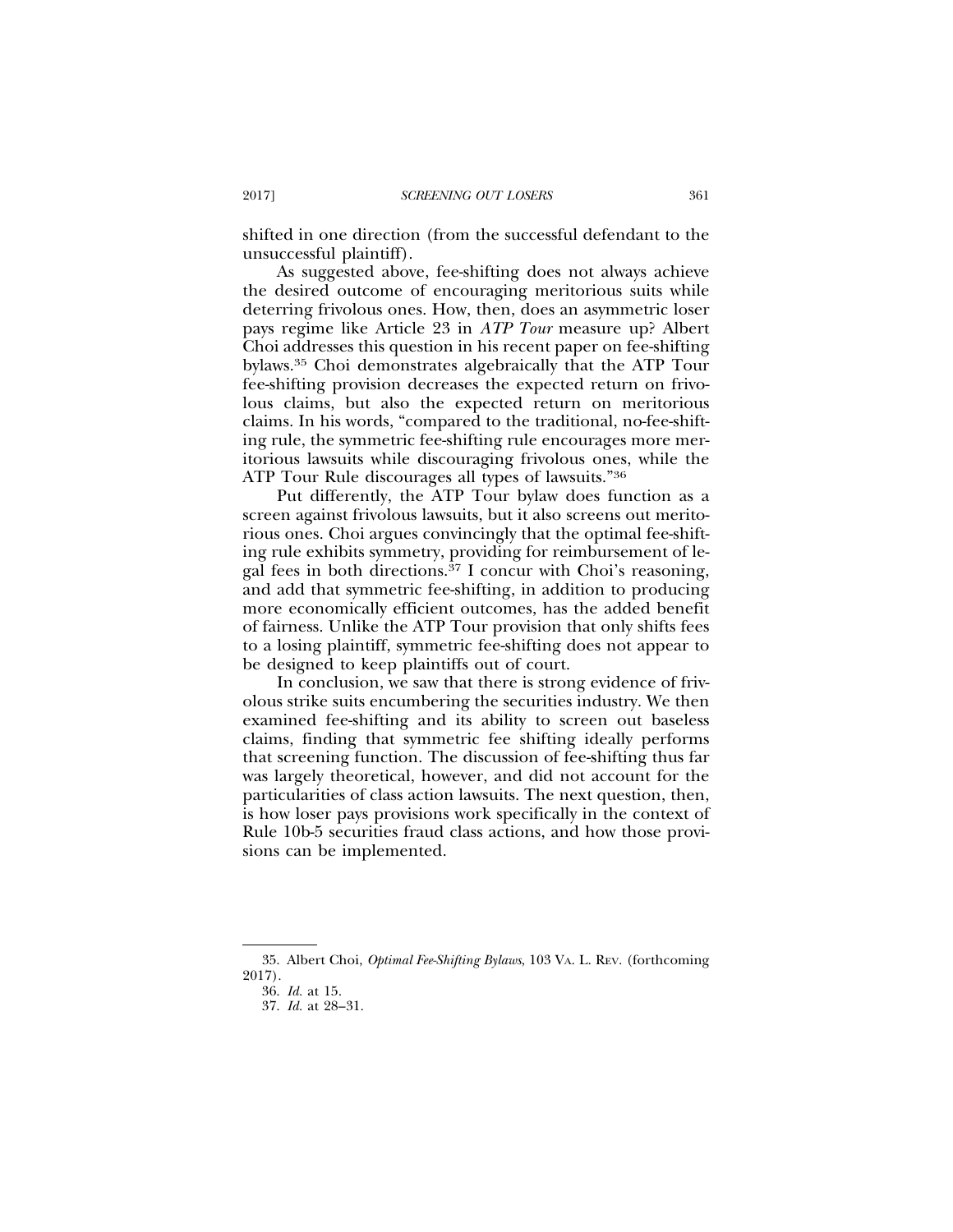shifted in one direction (from the successful defendant to the unsuccessful plaintiff).

As suggested above, fee-shifting does not always achieve the desired outcome of encouraging meritorious suits while deterring frivolous ones. How, then, does an asymmetric loser pays regime like Article 23 in *ATP Tour* measure up? Albert Choi addresses this question in his recent paper on fee-shifting bylaws.[35] Choi demonstrates algebraically that the ATP Tour fee-shifting provision decreases the expected return on frivolous claims, but also the expected return on meritorious claims. In his words, "compared to the traditional, no-fee-shifting rule, the symmetric fee-shifting rule encourages more meritorious lawsuits while discouraging frivolous ones, while the ATP Tour Rule discourages all types of lawsuits."[36]

Put differently, the ATP Tour bylaw does function as a screen against frivolous lawsuits, but it also screens out meritorious ones. Choi argues convincingly that the optimal fee-shifting rule exhibits symmetry, providing for reimbursement of legal fees in both directions.[37] I concur with Choi's reasoning, and add that symmetric fee-shifting, in addition to producing more economically efficient outcomes, has the added benefit of fairness. Unlike the ATP Tour provision that only shifts fees to a losing plaintiff, symmetric fee-shifting does not appear to be designed to keep plaintiffs out of court.

In conclusion, we saw that there is strong evidence of frivolous strike suits encumbering the securities industry. We then examined fee-shifting and its ability to screen out baseless claims, finding that symmetric fee shifting ideally performs that screening function. The discussion of fee-shifting thus far was largely theoretical, however, and did not account for the particularities of class action lawsuits. The next question, then, is how loser pays provisions work specifically in the context of Rule 10b-5 securities fraud class actions, and how those provisions can be implemented.

---

35. Albert Choi, *Optimal Fee-Shifting Bylaws*, 103 VA. L. REV. (forthcoming 2017).

36. *Id.* at 15.

37. *Id.* at 28–31.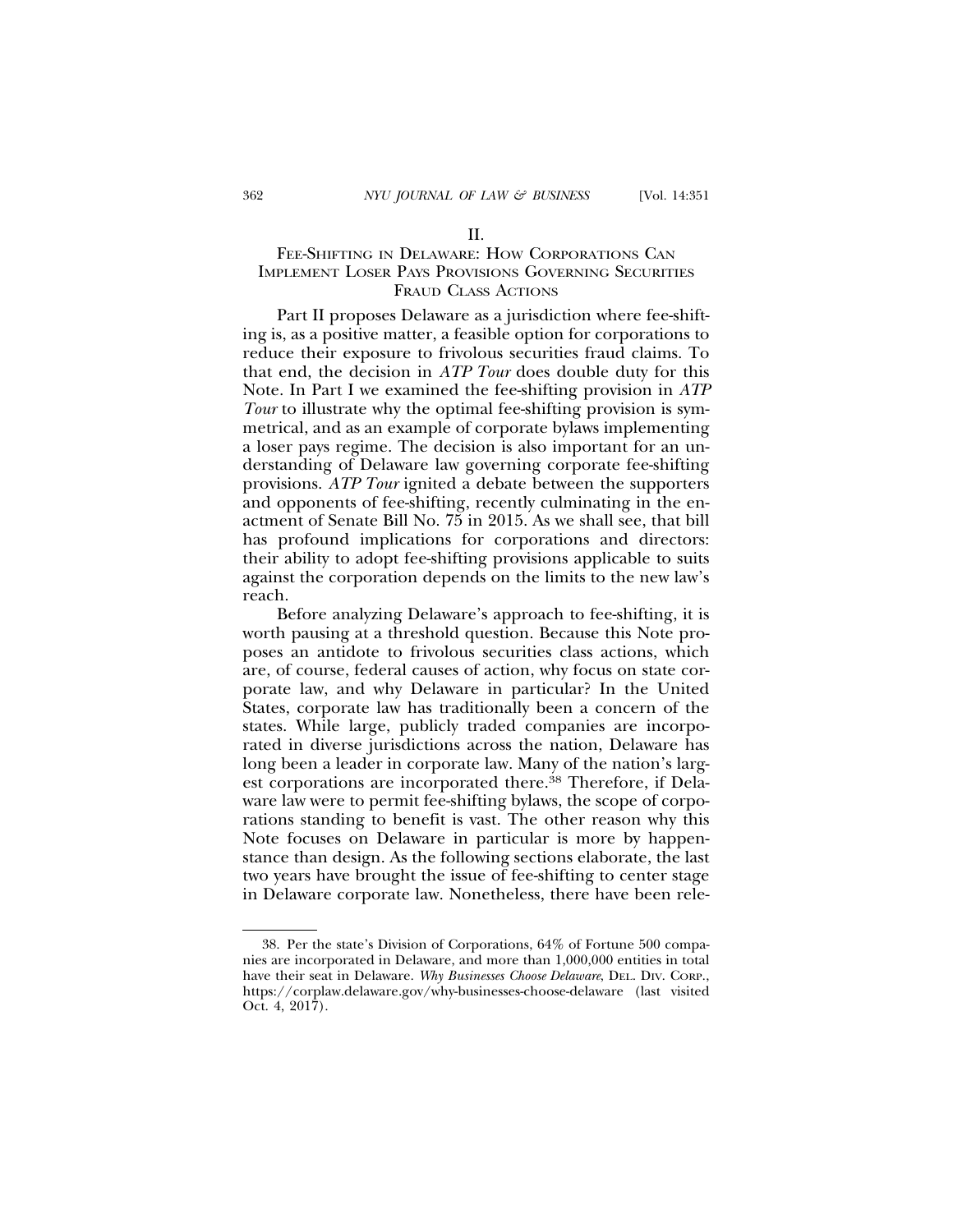## II.

## FEE-SHIFTING IN DELAWARE: HOW CORPORATIONS CAN IMPLEMENT LOSER PAYS PROVISIONS GOVERNING SECURITIES FRAUD CLASS ACTIONS

Part II proposes Delaware as a jurisdiction where fee-shifting is, as a positive matter, a feasible option for corporations to reduce their exposure to frivolous securities fraud claims. To that end, the decision in *ATP Tour* does double duty for this Note. In Part I we examined the fee-shifting provision in *ATP Tour* to illustrate why the optimal fee-shifting provision is symmetrical, and as an example of corporate bylaws implementing a loser pays regime. The decision is also important for an understanding of Delaware law governing corporate fee-shifting provisions. *ATP Tour* ignited a debate between the supporters and opponents of fee-shifting, recently culminating in the enactment of Senate Bill No. 75 in 2015. As we shall see, that bill has profound implications for corporations and directors: their ability to adopt fee-shifting provisions applicable to suits against the corporation depends on the limits to the new law's reach.

Before analyzing Delaware's approach to fee-shifting, it is worth pausing at a threshold question. Because this Note proposes an antidote to frivolous securities class actions, which are, of course, federal causes of action, why focus on state corporate law, and why Delaware in particular? In the United States, corporate law has traditionally been a concern of the states. While large, publicly traded companies are incorporated in diverse jurisdictions across the nation, Delaware has long been a leader in corporate law. Many of the nation's largest corporations are incorporated there.[38] Therefore, if Delaware law were to permit fee-shifting bylaws, the scope of corporations standing to benefit is vast. The other reason why this Note focuses on Delaware in particular is more by happenstance than design. As the following sections elaborate, the last two years have brought the issue of fee-shifting to center stage in Delaware corporate law. Nonetheless, there have been rele-

38. Per the state's Division of Corporations, 64% of Fortune 500 companies are incorporated in Delaware, and more than 1,000,000 entities in total have their seat in Delaware. *Why Businesses Choose Delaware*, DEL. DIV. CORP., https://corplaw.delaware.gov/why-businesses-choose-delaware (last visited Oct. 4, 2017).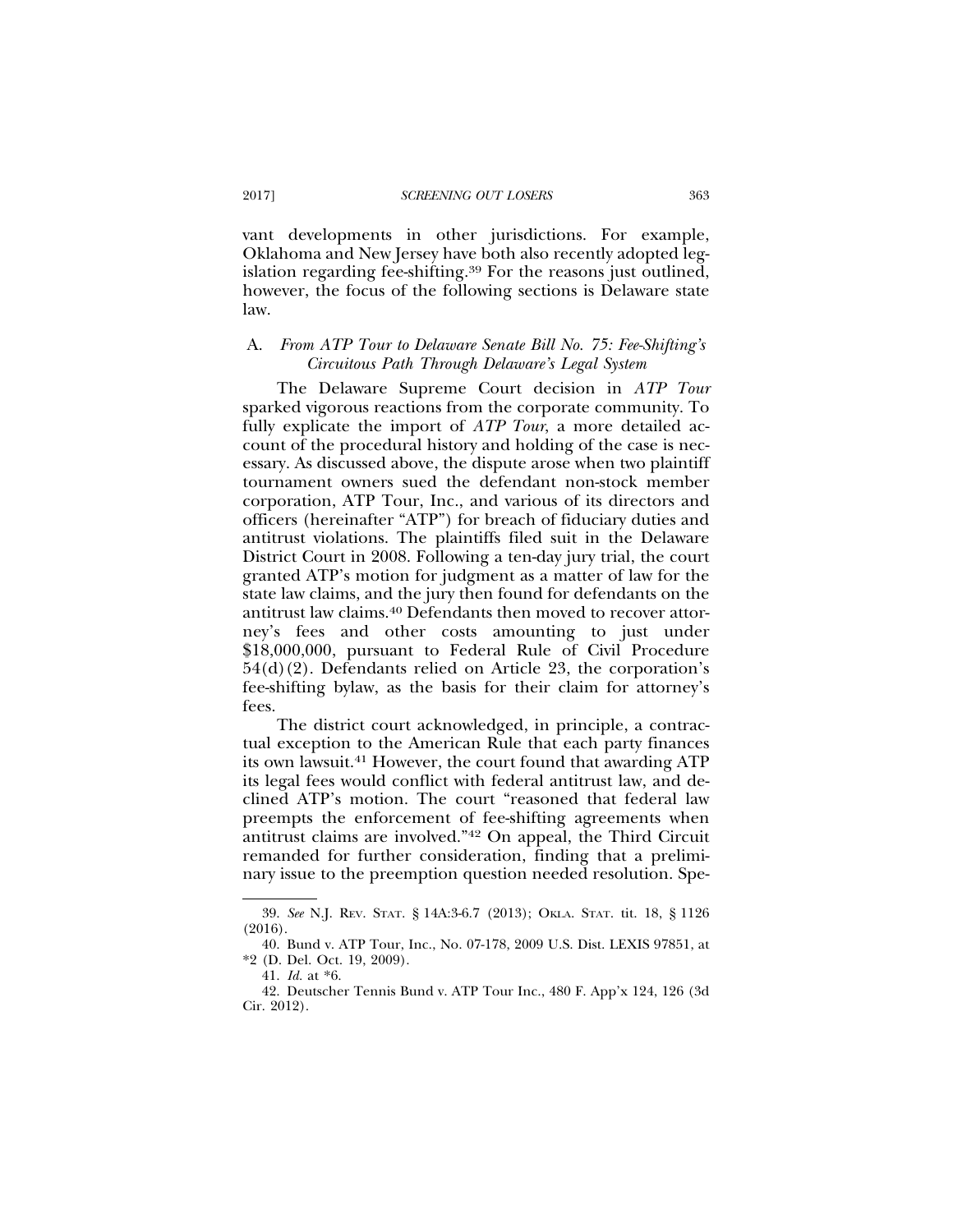vant developments in other jurisdictions. For example, Oklahoma and New Jersey have both also recently adopted legislation regarding fee-shifting.[39] For the reasons just outlined, however, the focus of the following sections is Delaware state law.

### A. *From ATP Tour to Delaware Senate Bill No. 75: Fee-Shifting's Circuitous Path Through Delaware's Legal System*

The Delaware Supreme Court decision in *ATP Tour* sparked vigorous reactions from the corporate community. To fully explicate the import of *ATP Tour*, a more detailed account of the procedural history and holding of the case is necessary. As discussed above, the dispute arose when two plaintiff tournament owners sued the defendant non-stock member corporation, ATP Tour, Inc., and various of its directors and officers (hereinafter "ATP") for breach of fiduciary duties and antitrust violations. The plaintiffs filed suit in the Delaware District Court in 2008. Following a ten-day jury trial, the court granted ATP's motion for judgment as a matter of law for the state law claims, and the jury then found for defendants on the antitrust law claims.[40] Defendants then moved to recover attorney's fees and other costs amounting to just under $18,000,000, pursuant to Federal Rule of Civil Procedure 54(d)(2). Defendants relied on Article 23, the corporation's fee-shifting bylaw, as the basis for their claim for attorney's fees.

The district court acknowledged, in principle, a contractual exception to the American Rule that each party finances its own lawsuit.[41] However, the court found that awarding ATP its legal fees would conflict with federal antitrust law, and declined ATP's motion. The court "reasoned that federal law preempts the enforcement of fee-shifting agreements when antitrust claims are involved."[42] On appeal, the Third Circuit remanded for further consideration, finding that a preliminary issue to the preemption question needed resolution. Spe-

---

39. *See* N.J. REV. STAT. § 14A:3-6.7 (2013); OKLA. STAT. tit. 18, § 1126 (2016).

40. Bund v. ATP Tour, Inc., No. 07-178, 2009 U.S. Dist. LEXIS 97851, at *2 (D. Del. Oct. 19, 2009).

41. *Id.* at *6.

42. Deutscher Tennis Bund v. ATP Tour Inc., 480 F. App'x 124, 126 (3d Cir. 2012).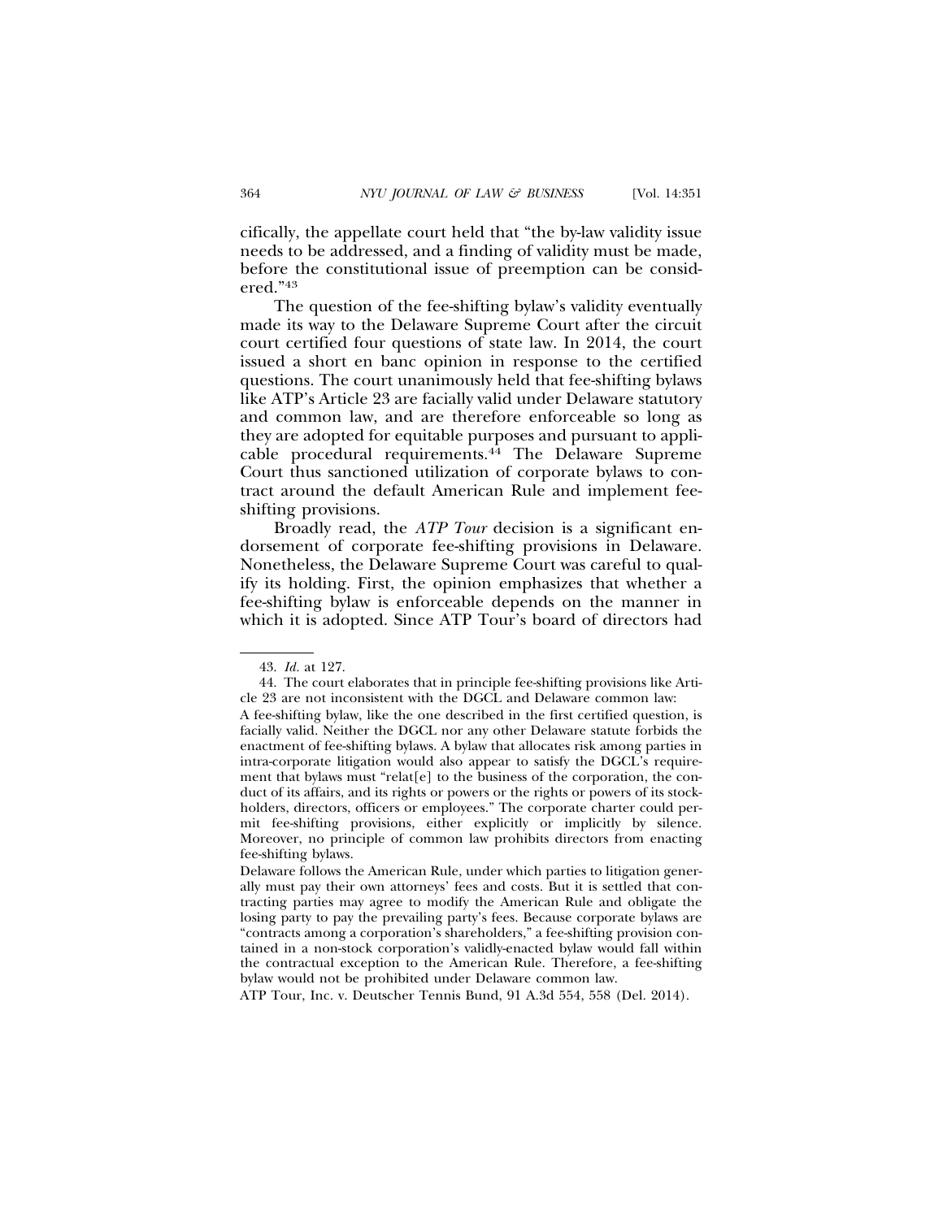cifically, the appellate court held that "the by-law validity issue needs to be addressed, and a finding of validity must be made, before the constitutional issue of preemption can be considered."[43]

The question of the fee-shifting bylaw's validity eventually made its way to the Delaware Supreme Court after the circuit court certified four questions of state law. In 2014, the court issued a short en banc opinion in response to the certified questions. The court unanimously held that fee-shifting bylaws like ATP's Article 23 are facially valid under Delaware statutory and common law, and are therefore enforceable so long as they are adopted for equitable purposes and pursuant to applicable procedural requirements.[44] The Delaware Supreme Court thus sanctioned utilization of corporate bylaws to contract around the default American Rule and implement fee-shifting provisions.

Broadly read, the *ATP Tour* decision is a significant endorsement of corporate fee-shifting provisions in Delaware. Nonetheless, the Delaware Supreme Court was careful to qualify its holding. First, the opinion emphasizes that whether a fee-shifting bylaw is enforceable depends on the manner in which it is adopted. Since ATP Tour's board of directors had

---

43. *Id.* at 127.

44. The court elaborates that in principle fee-shifting provisions like Article 23 are not inconsistent with the DGCL and Delaware common law:

A fee-shifting bylaw, like the one described in the first certified question, is facially valid. Neither the DGCL nor any other Delaware statute forbids the enactment of fee-shifting bylaws. A bylaw that allocates risk among parties in intra-corporate litigation would also appear to satisfy the DGCL's requirement that bylaws must "relat[e] to the business of the corporation, the conduct of its affairs, and its rights or powers or the rights or powers of its stockholders, directors, officers or employees." The corporate charter could permit fee-shifting provisions, either explicitly or implicitly by silence. Moreover, no principle of common law prohibits directors from enacting fee-shifting bylaws.

Delaware follows the American Rule, under which parties to litigation generally must pay their own attorneys' fees and costs. But it is settled that contracting parties may agree to modify the American Rule and obligate the losing party to pay the prevailing party's fees. Because corporate bylaws are "contracts among a corporation's shareholders," a fee-shifting provision contained in a non-stock corporation's validly-enacted bylaw would fall within the contractual exception to the American Rule. Therefore, a fee-shifting bylaw would not be prohibited under Delaware common law.

ATP Tour, Inc. v. Deutscher Tennis Bund, 91 A.3d 554, 558 (Del. 2014).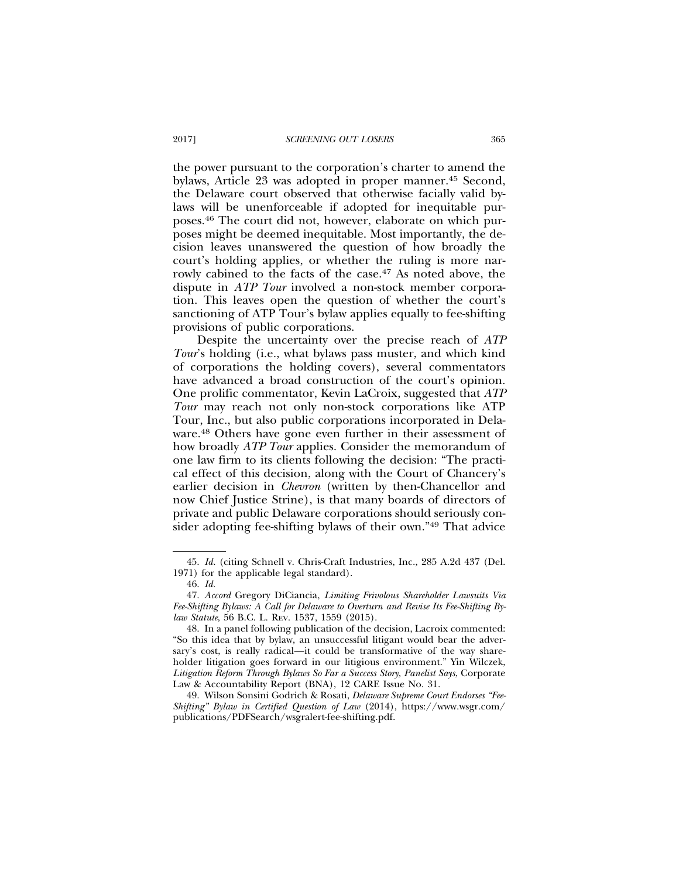the power pursuant to the corporation's charter to amend the bylaws, Article 23 was adopted in proper manner.[45] Second, the Delaware court observed that otherwise facially valid bylaws will be unenforceable if adopted for inequitable purposes.[46] The court did not, however, elaborate on which purposes might be deemed inequitable. Most importantly, the decision leaves unanswered the question of how broadly the court's holding applies, or whether the ruling is more narrowly cabined to the facts of the case.[47] As noted above, the dispute in *ATP Tour* involved a non-stock member corporation. This leaves open the question of whether the court's sanctioning of ATP Tour's bylaw applies equally to fee-shifting provisions of public corporations.

Despite the uncertainty over the precise reach of *ATP Tour*'s holding (i.e., what bylaws pass muster, and which kind of corporations the holding covers), several commentators have advanced a broad construction of the court's opinion. One prolific commentator, Kevin LaCroix, suggested that *ATP Tour* may reach not only non-stock corporations like ATP Tour, Inc., but also public corporations incorporated in Delaware.[48] Others have gone even further in their assessment of how broadly *ATP Tour* applies. Consider the memorandum of one law firm to its clients following the decision: "The practical effect of this decision, along with the Court of Chancery's earlier decision in *Chevron* (written by then-Chancellor and now Chief Justice Strine), is that many boards of directors of private and public Delaware corporations should seriously consider adopting fee-shifting bylaws of their own."[49] That advice

45. *Id.* (citing Schnell v. Chris-Craft Industries, Inc., 285 A.2d 437 (Del. 1971) for the applicable legal standard).

46. *Id.*

47. *Accord* Gregory DiCiancia, *Limiting Frivolous Shareholder Lawsuits Via Fee-Shifting Bylaws: A Call for Delaware to Overturn and Revise Its Fee-Shifting Bylaw Statute*, 56 B.C. L. Rev. 1537, 1559 (2015).

48. In a panel following publication of the decision, Lacroix commented: "So this idea that by bylaw, an unsuccessful litigant would bear the adversary's cost, is really radical—it could be transformative of the way shareholder litigation goes forward in our litigious environment." Yin Wilczek, *Litigation Reform Through Bylaws So Far a Success Story, Panelist Says*, Corporate Law & Accountability Report (BNA), 12 CARE Issue No. 31.

49. Wilson Sonsini Godrich & Rosati, *Delaware Supreme Court Endorses "Fee-Shifting" Bylaw in Certified Question of Law* (2014), https://www.wsgr.com/publications/PDFSearch/wsgralert-fee-shifting.pdf.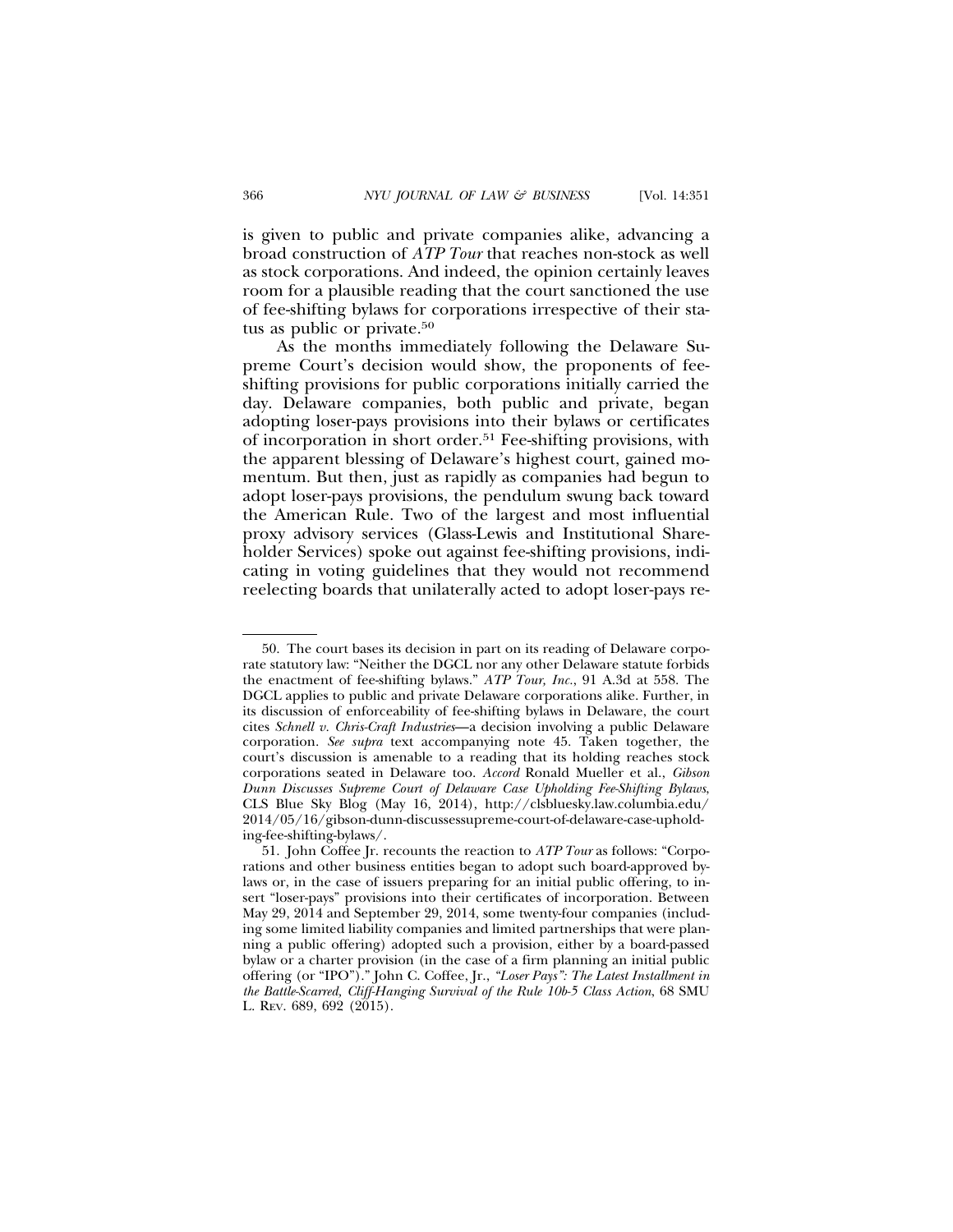is given to public and private companies alike, advancing a broad construction of *ATP Tour* that reaches non-stock as well as stock corporations. And indeed, the opinion certainly leaves room for a plausible reading that the court sanctioned the use of fee-shifting bylaws for corporations irrespective of their status as public or private.[50]

As the months immediately following the Delaware Supreme Court's decision would show, the proponents of fee-shifting provisions for public corporations initially carried the day. Delaware companies, both public and private, began adopting loser-pays provisions into their bylaws or certificates of incorporation in short order.[51] Fee-shifting provisions, with the apparent blessing of Delaware's highest court, gained momentum. But then, just as rapidly as companies had begun to adopt loser-pays provisions, the pendulum swung back toward the American Rule. Two of the largest and most influential proxy advisory services (Glass-Lewis and Institutional Shareholder Services) spoke out against fee-shifting provisions, indicating in voting guidelines that they would not recommend reelecting boards that unilaterally acted to adopt loser-pays re-

---

50. The court bases its decision in part on its reading of Delaware corporate statutory law: "Neither the DGCL nor any other Delaware statute forbids the enactment of fee-shifting bylaws." *ATP Tour, Inc.*, 91 A.3d at 558. The DGCL applies to public and private Delaware corporations alike. Further, in its discussion of enforceability of fee-shifting bylaws in Delaware, the court cites *Schnell v. Chris-Craft Industries*—a decision involving a public Delaware corporation. *See supra* text accompanying note 45. Taken together, the court's discussion is amenable to a reading that its holding reaches stock corporations seated in Delaware too. *Accord* Ronald Mueller et al., *Gibson Dunn Discusses Supreme Court of Delaware Case Upholding Fee-Shifting Bylaws*, CLS Blue Sky Blog (May 16, 2014), http://clsbluesky.law.columbia.edu/2014/05/16/gibson-dunn-discussessupreme-court-of-delaware-case-upholding-fee-shifting-bylaws/.

51. John Coffee Jr. recounts the reaction to *ATP Tour* as follows: "Corporations and other business entities began to adopt such board-approved bylaws or, in the case of issuers preparing for an initial public offering, to insert "loser-pays" provisions into their certificates of incorporation. Between May 29, 2014 and September 29, 2014, some twenty-four companies (including some limited liability companies and limited partnerships that were planning a public offering) adopted such a provision, either by a board-passed bylaw or a charter provision (in the case of a firm planning an initial public offering (or "IPO")." John C. Coffee, Jr., *"Loser Pays": The Latest Installment in the Battle-Scarred, Cliff-Hanging Survival of the Rule 10b-5 Class Action*, 68 SMU L. Rev. 689, 692 (2015).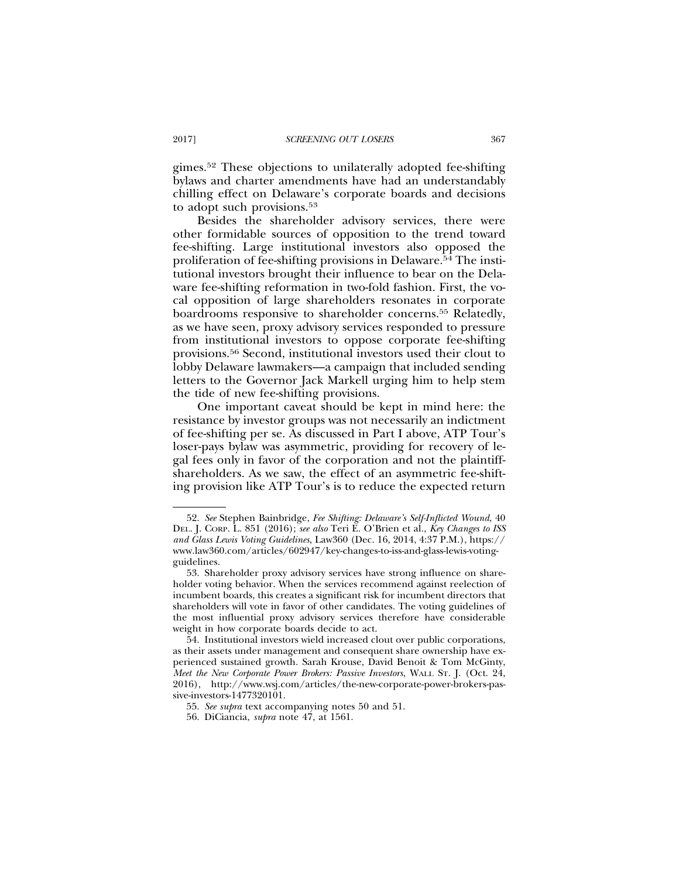gimes.[52] These objections to unilaterally adopted fee-shifting bylaws and charter amendments have had an understandably chilling effect on Delaware's corporate boards and decisions to adopt such provisions.[53]

Besides the shareholder advisory services, there were other formidable sources of opposition to the trend toward fee-shifting. Large institutional investors also opposed the proliferation of fee-shifting provisions in Delaware.[54] The institutional investors brought their influence to bear on the Delaware fee-shifting reformation in two-fold fashion. First, the vocal opposition of large shareholders resonates in corporate boardrooms responsive to shareholder concerns.[55] Relatedly, as we have seen, proxy advisory services responded to pressure from institutional investors to oppose corporate fee-shifting provisions.[56] Second, institutional investors used their clout to lobby Delaware lawmakers—a campaign that included sending letters to the Governor Jack Markell urging him to help stem the tide of new fee-shifting provisions.

One important caveat should be kept in mind here: the resistance by investor groups was not necessarily an indictment of fee-shifting per se. As discussed in Part I above, ATP Tour's loser-pays bylaw was asymmetric, providing for recovery of legal fees only in favor of the corporation and not the plaintiff-shareholders. As we saw, the effect of an asymmetric fee-shifting provision like ATP Tour's is to reduce the expected return

---

52. *See* Stephen Bainbridge, *Fee Shifting: Delaware's Self-Inflicted Wound*, 40 DEL. J. CORP. L. 851 (2016); *see also* Teri E. O'Brien et al., *Key Changes to ISS and Glass Lewis Voting Guidelines,* Law360 (Dec. 16, 2014, 4:37 P.M.), https://www.law360.com/articles/602947/key-changes-to-iss-and-glass-lewis-voting-guidelines.

53. Shareholder proxy advisory services have strong influence on shareholder voting behavior. When the services recommend against reelection of incumbent boards, this creates a significant risk for incumbent directors that shareholders will vote in favor of other candidates. The voting guidelines of the most influential proxy advisory services therefore have considerable weight in how corporate boards decide to act.

54. Institutional investors wield increased clout over public corporations, as their assets under management and consequent share ownership have experienced sustained growth. Sarah Krouse, David Benoit & Tom McGinty, *Meet the New Corporate Power Brokers: Passive Investors*, WALL ST. J. (Oct. 24, 2016), http://www.wsj.com/articles/the-new-corporate-power-brokers-passive-investors-1477320101.

55. *See supra* text accompanying notes 50 and 51.

56. DiCiancia, *supra* note 47, at 1561.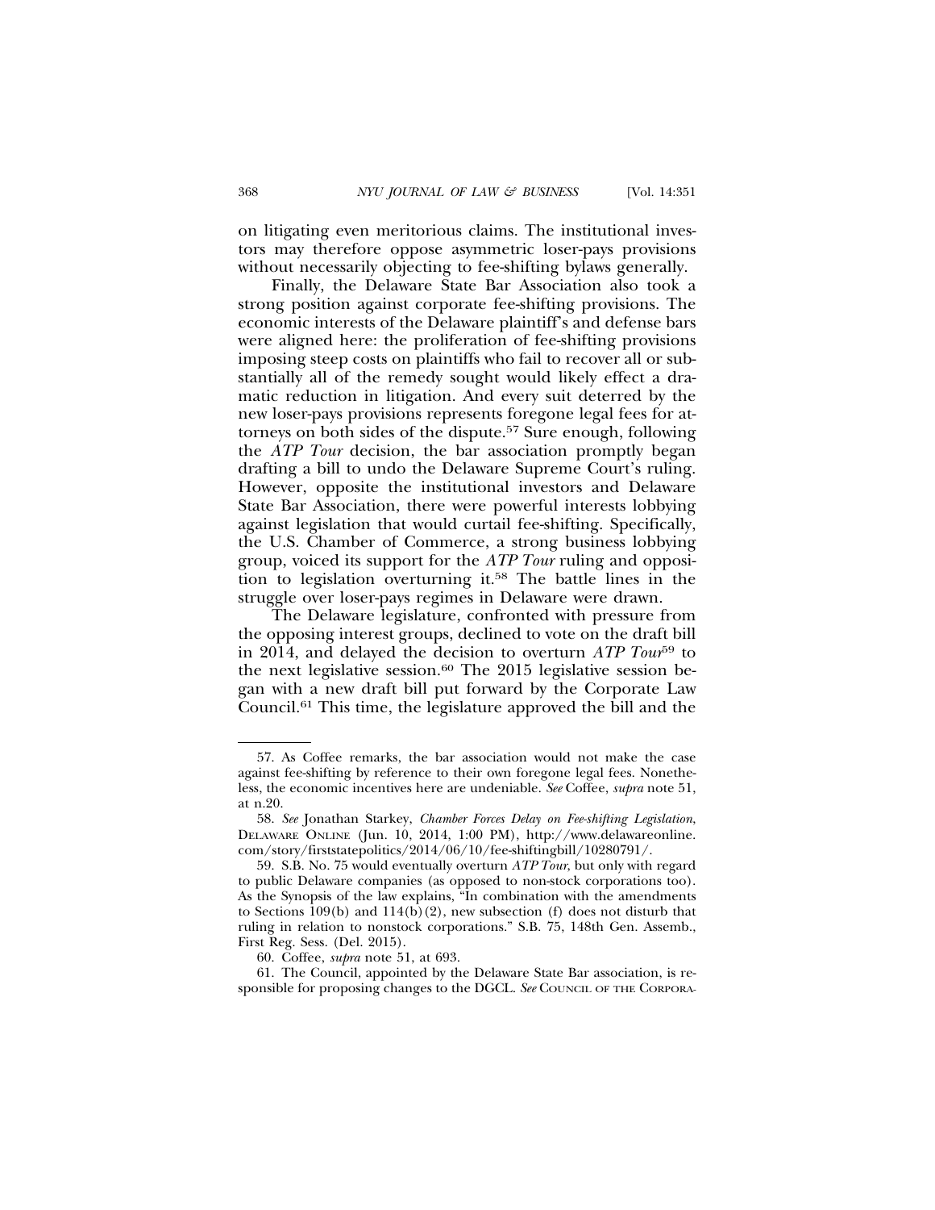on litigating even meritorious claims. The institutional investors may therefore oppose asymmetric loser-pays provisions without necessarily objecting to fee-shifting bylaws generally.

Finally, the Delaware State Bar Association also took a strong position against corporate fee-shifting provisions. The economic interests of the Delaware plaintiff's and defense bars were aligned here: the proliferation of fee-shifting provisions imposing steep costs on plaintiffs who fail to recover all or substantially all of the remedy sought would likely effect a dramatic reduction in litigation. And every suit deterred by the new loser-pays provisions represents foregone legal fees for attorneys on both sides of the dispute.[57] Sure enough, following the *ATP Tour* decision, the bar association promptly began drafting a bill to undo the Delaware Supreme Court's ruling. However, opposite the institutional investors and Delaware State Bar Association, there were powerful interests lobbying against legislation that would curtail fee-shifting. Specifically, the U.S. Chamber of Commerce, a strong business lobbying group, voiced its support for the *ATP Tour* ruling and opposition to legislation overturning it.[58] The battle lines in the struggle over loser-pays regimes in Delaware were drawn.

The Delaware legislature, confronted with pressure from the opposing interest groups, declined to vote on the draft bill in 2014, and delayed the decision to overturn *ATP Tour*[59] to the next legislative session.[60] The 2015 legislative session began with a new draft bill put forward by the Corporate Law Council.[61] This time, the legislature approved the bill and the

---

57. As Coffee remarks, the bar association would not make the case against fee-shifting by reference to their own foregone legal fees. Nonetheless, the economic incentives here are undeniable. *See* Coffee, *supra* note 51, at n.20.

58. *See* Jonathan Starkey, *Chamber Forces Delay on Fee-shifting Legislation*, DELAWARE ONLINE (Jun. 10, 2014, 1:00 PM), http://www.delawareonline.com/story/firststatepolitics/2014/06/10/fee-shiftingbill/10280791/.

59. S.B. No. 75 would eventually overturn *ATP Tour*, but only with regard to public Delaware companies (as opposed to non-stock corporations too). As the Synopsis of the law explains, "In combination with the amendments to Sections 109(b) and 114(b)(2), new subsection (f) does not disturb that ruling in relation to nonstock corporations." S.B. 75, 148th Gen. Assemb., First Reg. Sess. (Del. 2015).

60. Coffee, *supra* note 51, at 693.

61. The Council, appointed by the Delaware State Bar association, is responsible for proposing changes to the DGCL. *See* COUNCIL OF THE CORPORA-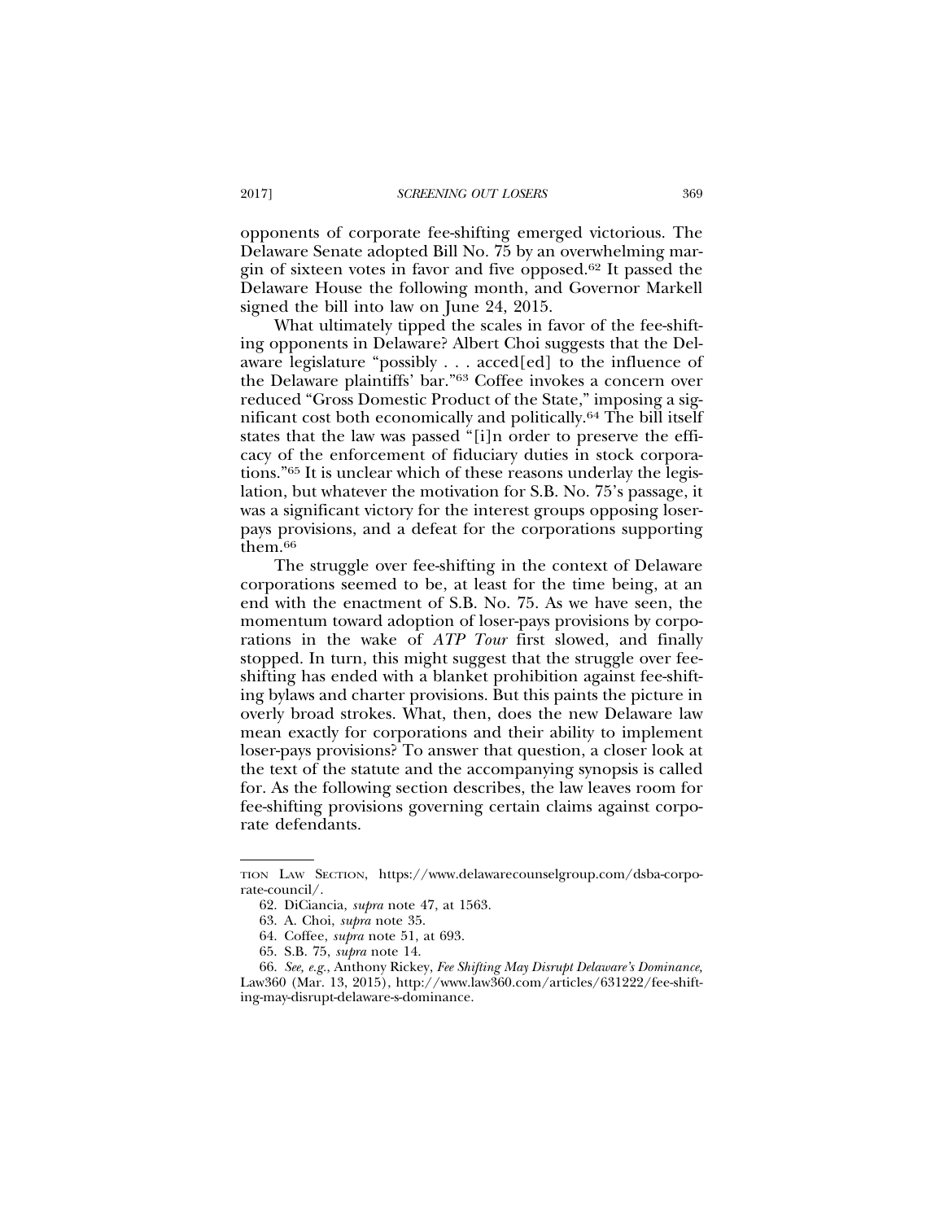opponents of corporate fee-shifting emerged victorious. The Delaware Senate adopted Bill No. 75 by an overwhelming margin of sixteen votes in favor and five opposed.[62] It passed the Delaware House the following month, and Governor Markell signed the bill into law on June 24, 2015.

What ultimately tipped the scales in favor of the fee-shifting opponents in Delaware? Albert Choi suggests that the Delaware legislature "possibly . . . acced[ed] to the influence of the Delaware plaintiffs' bar."[63] Coffee invokes a concern over reduced "Gross Domestic Product of the State," imposing a significant cost both economically and politically.[64] The bill itself states that the law was passed "[i]n order to preserve the efficacy of the enforcement of fiduciary duties in stock corporations."[65] It is unclear which of these reasons underlay the legislation, but whatever the motivation for S.B. No. 75's passage, it was a significant victory for the interest groups opposing loser-pays provisions, and a defeat for the corporations supporting them.[66]

The struggle over fee-shifting in the context of Delaware corporations seemed to be, at least for the time being, at an end with the enactment of S.B. No. 75. As we have seen, the momentum toward adoption of loser-pays provisions by corporations in the wake of *ATP Tour* first slowed, and finally stopped. In turn, this might suggest that the struggle over fee-shifting has ended with a blanket prohibition against fee-shifting bylaws and charter provisions. But this paints the picture in overly broad strokes. What, then, does the new Delaware law mean exactly for corporations and their ability to implement loser-pays provisions? To answer that question, a closer look at the text of the statute and the accompanying synopsis is called for. As the following section describes, the law leaves room for fee-shifting provisions governing certain claims against corporate defendants.

---

TION LAW SECTION, https://www.delawarecounselgroup.com/dsba-corporate-council/.

62. DiCiancia, *supra* note 47, at 1563.

63. A. Choi, *supra* note 35.

64. Coffee, *supra* note 51, at 693.

65. S.B. 75, *supra* note 14.

66. *See, e.g.*, Anthony Rickey, *Fee Shifting May Disrupt Delaware's Dominance,* Law360 (Mar. 13, 2015), http://www.law360.com/articles/631222/fee-shifting-may-disrupt-delaware-s-dominance.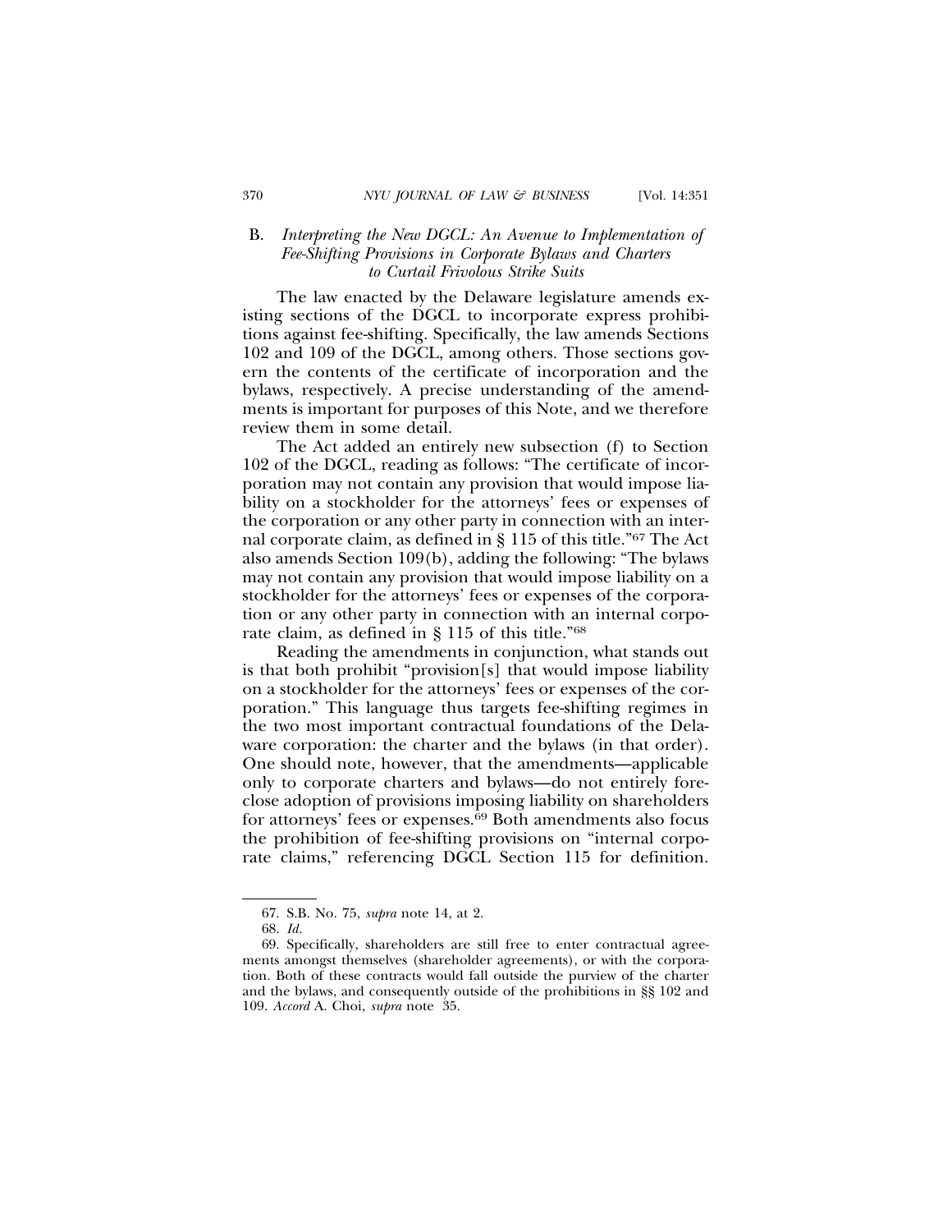### B. *Interpreting the New DGCL: An Avenue to Implementation of Fee-Shifting Provisions in Corporate Bylaws and Charters to Curtail Frivolous Strike Suits*

The law enacted by the Delaware legislature amends existing sections of the DGCL to incorporate express prohibitions against fee-shifting. Specifically, the law amends Sections 102 and 109 of the DGCL, among others. Those sections govern the contents of the certificate of incorporation and the bylaws, respectively. A precise understanding of the amendments is important for purposes of this Note, and we therefore review them in some detail.

The Act added an entirely new subsection (f) to Section 102 of the DGCL, reading as follows: "The certificate of incorporation may not contain any provision that would impose liability on a stockholder for the attorneys' fees or expenses of the corporation or any other party in connection with an internal corporate claim, as defined in § 115 of this title."[67] The Act also amends Section 109(b), adding the following: "The bylaws may not contain any provision that would impose liability on a stockholder for the attorneys' fees or expenses of the corporation or any other party in connection with an internal corporate claim, as defined in § 115 of this title."[68]

Reading the amendments in conjunction, what stands out is that both prohibit "provision[s] that would impose liability on a stockholder for the attorneys' fees or expenses of the corporation." This language thus targets fee-shifting regimes in the two most important contractual foundations of the Delaware corporation: the charter and the bylaws (in that order). One should note, however, that the amendments—applicable only to corporate charters and bylaws—do not entirely foreclose adoption of provisions imposing liability on shareholders for attorneys' fees or expenses.[69] Both amendments also focus the prohibition of fee-shifting provisions on "internal corporate claims," referencing DGCL Section 115 for definition.

67. S.B. No. 75, *supra* note 14, at 2.

68. *Id.*

69. Specifically, shareholders are still free to enter contractual agreements amongst themselves (shareholder agreements), or with the corporation. Both of these contracts would fall outside the purview of the charter and the bylaws, and consequently outside of the prohibitions in §§ 102 and 109. *Accord* A. Choi, *supra* note 35.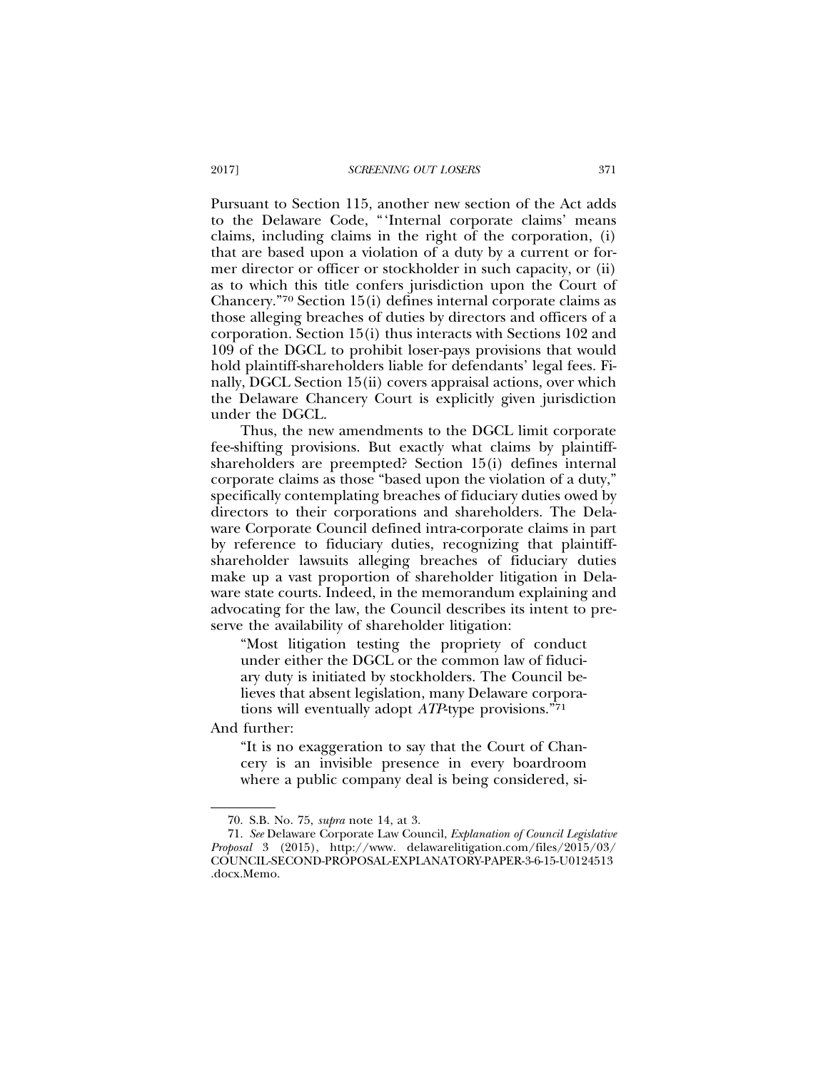Pursuant to Section 115, another new section of the Act adds to the Delaware Code, "'Internal corporate claims' means claims, including claims in the right of the corporation, (i) that are based upon a violation of a duty by a current or former director or officer or stockholder in such capacity, or (ii) as to which this title confers jurisdiction upon the Court of Chancery."[70] Section 15(i) defines internal corporate claims as those alleging breaches of duties by directors and officers of a corporation. Section 15(i) thus interacts with Sections 102 and 109 of the DGCL to prohibit loser-pays provisions that would hold plaintiff-shareholders liable for defendants' legal fees. Finally, DGCL Section 15(ii) covers appraisal actions, over which the Delaware Chancery Court is explicitly given jurisdiction under the DGCL.

Thus, the new amendments to the DGCL limit corporate fee-shifting provisions. But exactly what claims by plaintiff-shareholders are preempted? Section 15(i) defines internal corporate claims as those "based upon the violation of a duty," specifically contemplating breaches of fiduciary duties owed by directors to their corporations and shareholders. The Delaware Corporate Council defined intra-corporate claims in part by reference to fiduciary duties, recognizing that plaintiff-shareholder lawsuits alleging breaches of fiduciary duties make up a vast proportion of shareholder litigation in Delaware state courts. Indeed, in the memorandum explaining and advocating for the law, the Council describes its intent to preserve the availability of shareholder litigation:

> "Most litigation testing the propriety of conduct under either the DGCL or the common law of fiduciary duty is initiated by stockholders. The Council believes that absent legislation, many Delaware corporations will eventually adopt *ATP*-type provisions."[71]

And further:

> "It is no exaggeration to say that the Court of Chancery is an invisible presence in every boardroom where a public company deal is being considered, si-

---

70. S.B. No. 75, *supra* note 14, at 3.

71. *See* Delaware Corporate Law Council, *Explanation of Council Legislative Proposal* 3 (2015), http://www. delawarelitigation.com/files/2015/03/COUNCIL-SECOND-PROPOSAL-EXPLANATORY-PAPER-3-6-15-U0124513.docx.Memo.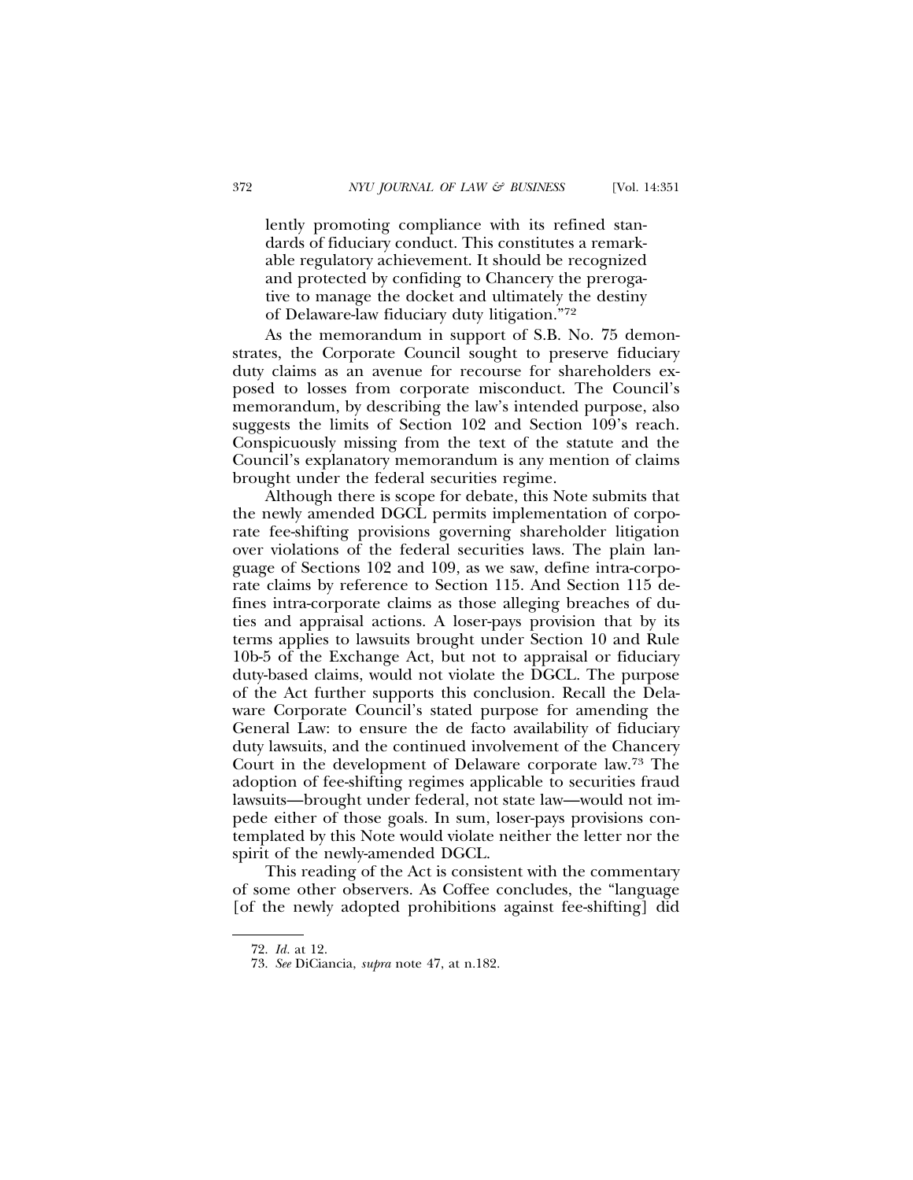> lently promoting compliance with its refined standards of fiduciary conduct. This constitutes a remarkable regulatory achievement. It should be recognized and protected by confiding to Chancery the prerogative to manage the docket and ultimately the destiny of Delaware-law fiduciary duty litigation."[72]

As the memorandum in support of S.B. No. 75 demonstrates, the Corporate Council sought to preserve fiduciary duty claims as an avenue for recourse for shareholders exposed to losses from corporate misconduct. The Council's memorandum, by describing the law's intended purpose, also suggests the limits of Section 102 and Section 109's reach. Conspicuously missing from the text of the statute and the Council's explanatory memorandum is any mention of claims brought under the federal securities regime.

Although there is scope for debate, this Note submits that the newly amended DGCL permits implementation of corporate fee-shifting provisions governing shareholder litigation over violations of the federal securities laws. The plain language of Sections 102 and 109, as we saw, define intra-corporate claims by reference to Section 115. And Section 115 defines intra-corporate claims as those alleging breaches of duties and appraisal actions. A loser-pays provision that by its terms applies to lawsuits brought under Section 10 and Rule 10b-5 of the Exchange Act, but not to appraisal or fiduciary duty-based claims, would not violate the DGCL. The purpose of the Act further supports this conclusion. Recall the Delaware Corporate Council's stated purpose for amending the General Law: to ensure the de facto availability of fiduciary duty lawsuits, and the continued involvement of the Chancery Court in the development of Delaware corporate law.[73] The adoption of fee-shifting regimes applicable to securities fraud lawsuits—brought under federal, not state law—would not impede either of those goals. In sum, loser-pays provisions contemplated by this Note would violate neither the letter nor the spirit of the newly-amended DGCL.

This reading of the Act is consistent with the commentary of some other observers. As Coffee concludes, the "language [of the newly adopted prohibitions against fee-shifting] did

---

72. *Id.* at 12.

73. *See* DiCiancia, *supra* note 47, at n.182.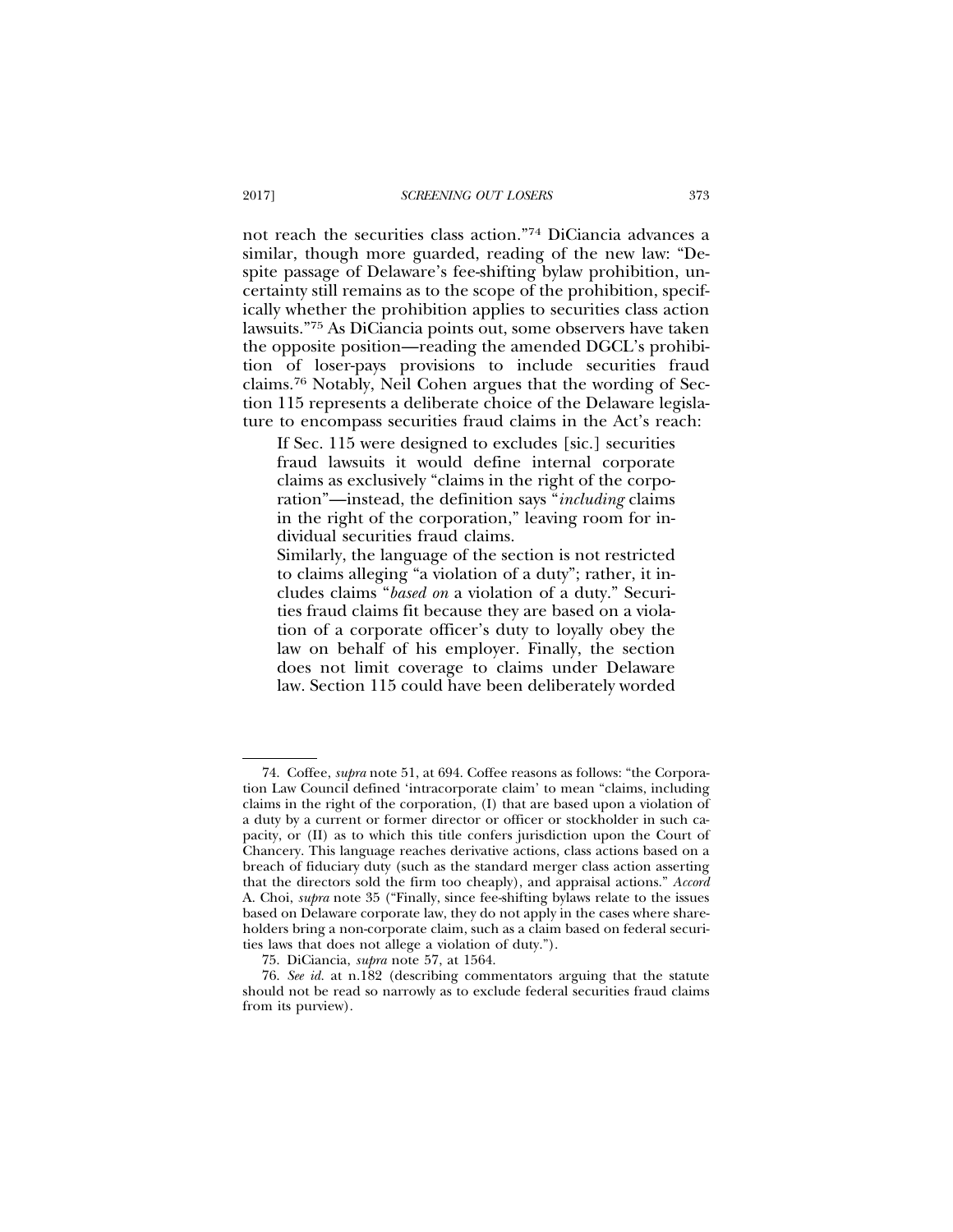not reach the securities class action."[74] DiCiancia advances a similar, though more guarded, reading of the new law: "Despite passage of Delaware's fee-shifting bylaw prohibition, uncertainty still remains as to the scope of the prohibition, specifically whether the prohibition applies to securities class action lawsuits."[75] As DiCiancia points out, some observers have taken the opposite position—reading the amended DGCL's prohibition of loser-pays provisions to include securities fraud claims.[76] Notably, Neil Cohen argues that the wording of Section 115 represents a deliberate choice of the Delaware legislature to encompass securities fraud claims in the Act's reach:

> If Sec. 115 were designed to excludes [sic.] securities fraud lawsuits it would define internal corporate claims as exclusively "claims in the right of the corporation"—instead, the definition says "*including* claims in the right of the corporation," leaving room for individual securities fraud claims.
>
> Similarly, the language of the section is not restricted to claims alleging "a violation of a duty"; rather, it includes claims "*based on* a violation of a duty." Securities fraud claims fit because they are based on a violation of a corporate officer's duty to loyally obey the law on behalf of his employer. Finally, the section does not limit coverage to claims under Delaware law. Section 115 could have been deliberately worded

---

74. Coffee, *supra* note 51, at 694. Coffee reasons as follows: "the Corporation Law Council defined 'intracorporate claim' to mean "claims, including claims in the right of the corporation, (I) that are based upon a violation of a duty by a current or former director or officer or stockholder in such capacity, or (II) as to which this title confers jurisdiction upon the Court of Chancery. This language reaches derivative actions, class actions based on a breach of fiduciary duty (such as the standard merger class action asserting that the directors sold the firm too cheaply), and appraisal actions." *Accord* A. Choi, *supra* note 35 ("Finally, since fee-shifting bylaws relate to the issues based on Delaware corporate law, they do not apply in the cases where shareholders bring a non-corporate claim, such as a claim based on federal securities laws that does not allege a violation of duty.").

75. DiCiancia, *supra* note 57, at 1564.

76. *See id.* at n.182 (describing commentators arguing that the statute should not be read so narrowly as to exclude federal securities fraud claims from its purview).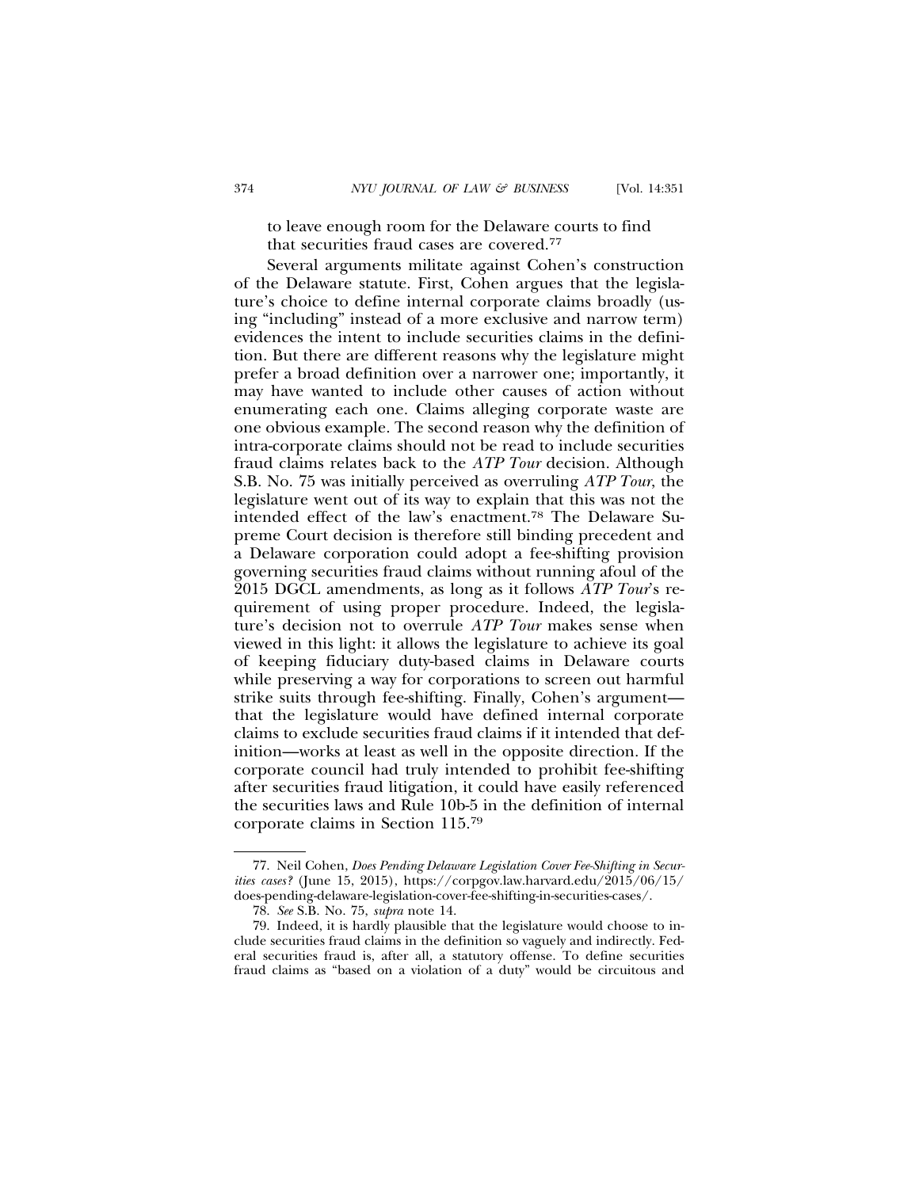to leave enough room for the Delaware courts to find that securities fraud cases are covered.[77]

Several arguments militate against Cohen's construction of the Delaware statute. First, Cohen argues that the legislature's choice to define internal corporate claims broadly (using "including" instead of a more exclusive and narrow term) evidences the intent to include securities claims in the definition. But there are different reasons why the legislature might prefer a broad definition over a narrower one; importantly, it may have wanted to include other causes of action without enumerating each one. Claims alleging corporate waste are one obvious example. The second reason why the definition of intra-corporate claims should not be read to include securities fraud claims relates back to the *ATP Tour* decision. Although S.B. No. 75 was initially perceived as overruling *ATP Tour*, the legislature went out of its way to explain that this was not the intended effect of the law's enactment.[78] The Delaware Supreme Court decision is therefore still binding precedent and a Delaware corporation could adopt a fee-shifting provision governing securities fraud claims without running afoul of the 2015 DGCL amendments, as long as it follows *ATP Tour*'s requirement of using proper procedure. Indeed, the legislature's decision not to overrule *ATP Tour* makes sense when viewed in this light: it allows the legislature to achieve its goal of keeping fiduciary duty-based claims in Delaware courts while preserving a way for corporations to screen out harmful strike suits through fee-shifting. Finally, Cohen's argument—that the legislature would have defined internal corporate claims to exclude securities fraud claims if it intended that definition—works at least as well in the opposite direction. If the corporate council had truly intended to prohibit fee-shifting after securities fraud litigation, it could have easily referenced the securities laws and Rule 10b-5 in the definition of internal corporate claims in Section 115.[79]

---

77. Neil Cohen, *Does Pending Delaware Legislation Cover Fee-Shifting in Securities cases?* (June 15, 2015), https://corpgov.law.harvard.edu/2015/06/15/does-pending-delaware-legislation-cover-fee-shifting-in-securities-cases/.

78. *See* S.B. No. 75, *supra* note 14.

79. Indeed, it is hardly plausible that the legislature would choose to include securities fraud claims in the definition so vaguely and indirectly. Federal securities fraud is, after all, a statutory offense. To define securities fraud claims as "based on a violation of a duty" would be circuitous and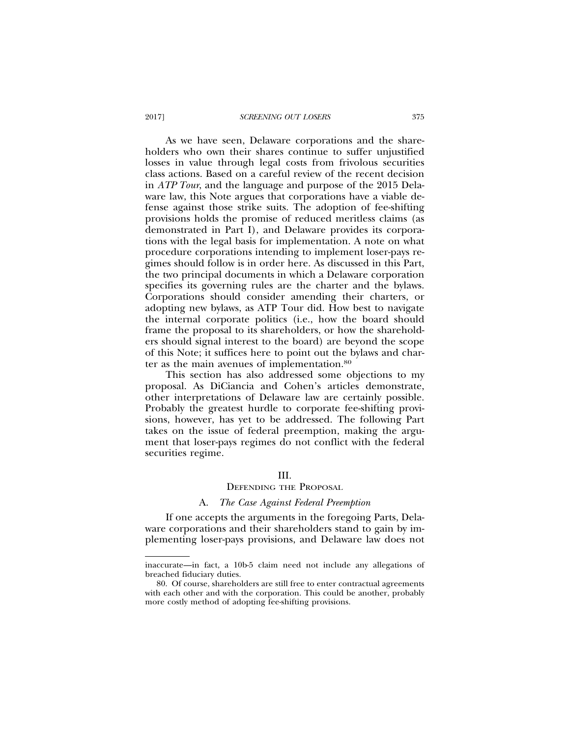As we have seen, Delaware corporations and the shareholders who own their shares continue to suffer unjustified losses in value through legal costs from frivolous securities class actions. Based on a careful review of the recent decision in *ATP Tour*, and the language and purpose of the 2015 Delaware law, this Note argues that corporations have a viable defense against those strike suits. The adoption of fee-shifting provisions holds the promise of reduced meritless claims (as demonstrated in Part I), and Delaware provides its corporations with the legal basis for implementation. A note on what procedure corporations intending to implement loser-pays regimes should follow is in order here. As discussed in this Part, the two principal documents in which a Delaware corporation specifies its governing rules are the charter and the bylaws. Corporations should consider amending their charters, or adopting new bylaws, as ATP Tour did. How best to navigate the internal corporate politics (i.e., how the board should frame the proposal to its shareholders, or how the shareholders should signal interest to the board) are beyond the scope of this Note; it suffices here to point out the bylaws and charter as the main avenues of implementation.[80]

This section has also addressed some objections to my proposal. As DiCiancia and Cohen's articles demonstrate, other interpretations of Delaware law are certainly possible. Probably the greatest hurdle to corporate fee-shifting provisions, however, has yet to be addressed. The following Part takes on the issue of federal preemption, making the argument that loser-pays regimes do not conflict with the federal securities regime.

## III. DEFENDING THE PROPOSAL

### A. *The Case Against Federal Preemption*

If one accepts the arguments in the foregoing Parts, Delaware corporations and their shareholders stand to gain by implementing loser-pays provisions, and Delaware law does not

---

inaccurate—in fact, a 10b-5 claim need not include any allegations of breached fiduciary duties.

80. Of course, shareholders are still free to enter contractual agreements with each other and with the corporation. This could be another, probably more costly method of adopting fee-shifting provisions.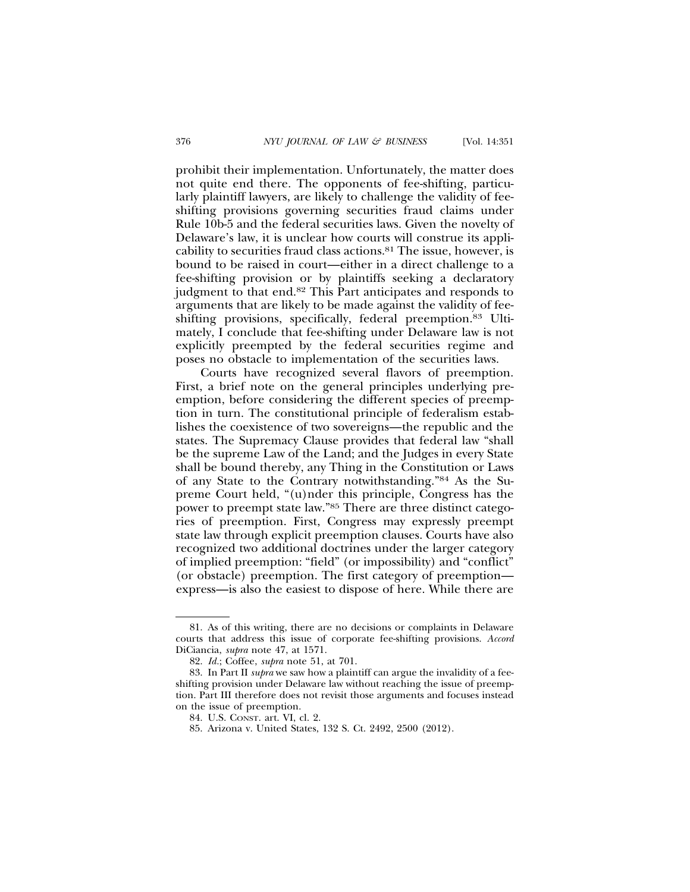prohibit their implementation. Unfortunately, the matter does not quite end there. The opponents of fee-shifting, particularly plaintiff lawyers, are likely to challenge the validity of fee-shifting provisions governing securities fraud claims under Rule 10b-5 and the federal securities laws. Given the novelty of Delaware's law, it is unclear how courts will construe its applicability to securities fraud class actions.[81] The issue, however, is bound to be raised in court—either in a direct challenge to a fee-shifting provision or by plaintiffs seeking a declaratory judgment to that end.[82] This Part anticipates and responds to arguments that are likely to be made against the validity of fee-shifting provisions, specifically, federal preemption.[83] Ultimately, I conclude that fee-shifting under Delaware law is not explicitly preempted by the federal securities regime and poses no obstacle to implementation of the securities laws.

Courts have recognized several flavors of preemption. First, a brief note on the general principles underlying preemption, before considering the different species of preemption in turn. The constitutional principle of federalism establishes the coexistence of two sovereigns—the republic and the states. The Supremacy Clause provides that federal law "shall be the supreme Law of the Land; and the Judges in every State shall be bound thereby, any Thing in the Constitution or Laws of any State to the Contrary notwithstanding."[84] As the Supreme Court held, "(u)nder this principle, Congress has the power to preempt state law."[85] There are three distinct categories of preemption. First, Congress may expressly preempt state law through explicit preemption clauses. Courts have also recognized two additional doctrines under the larger category of implied preemption: "field" (or impossibility) and "conflict" (or obstacle) preemption. The first category of preemption—express—is also the easiest to dispose of here. While there are

---

81. As of this writing, there are no decisions or complaints in Delaware courts that address this issue of corporate fee-shifting provisions. *Accord* DiCiancia, *supra* note 47, at 1571.

82. *Id.*; Coffee, *supra* note 51, at 701.

83. In Part II *supra* we saw how a plaintiff can argue the invalidity of a fee-shifting provision under Delaware law without reaching the issue of preemption. Part III therefore does not revisit those arguments and focuses instead on the issue of preemption.

84. U.S. CONST. art. VI, cl. 2.

85. Arizona v. United States, 132 S. Ct. 2492, 2500 (2012).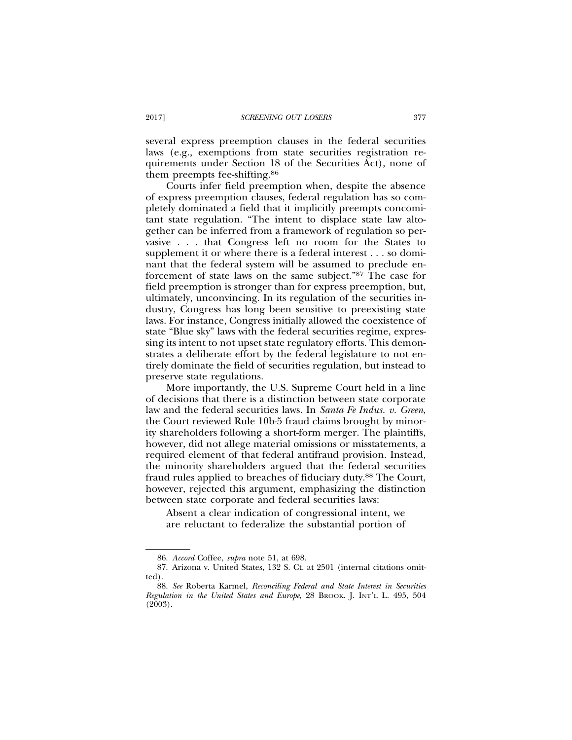several express preemption clauses in the federal securities laws (e.g., exemptions from state securities registration requirements under Section 18 of the Securities Act), none of them preempts fee-shifting.[86]

Courts infer field preemption when, despite the absence of express preemption clauses, federal regulation has so completely dominated a field that it implicitly preempts concomitant state regulation. "The intent to displace state law altogether can be inferred from a framework of regulation so pervasive . . . that Congress left no room for the States to supplement it or where there is a federal interest . . . so dominant that the federal system will be assumed to preclude enforcement of state laws on the same subject."[87] The case for field preemption is stronger than for express preemption, but, ultimately, unconvincing. In its regulation of the securities industry, Congress has long been sensitive to preexisting state laws. For instance, Congress initially allowed the coexistence of state "Blue sky" laws with the federal securities regime, expressing its intent to not upset state regulatory efforts. This demonstrates a deliberate effort by the federal legislature to not entirely dominate the field of securities regulation, but instead to preserve state regulations.

More importantly, the U.S. Supreme Court held in a line of decisions that there is a distinction between state corporate law and the federal securities laws. In *Santa Fe Indus. v. Green*, the Court reviewed Rule 10b-5 fraud claims brought by minority shareholders following a short-form merger. The plaintiffs, however, did not allege material omissions or misstatements, a required element of that federal antifraud provision. Instead, the minority shareholders argued that the federal securities fraud rules applied to breaches of fiduciary duty.[88] The Court, however, rejected this argument, emphasizing the distinction between state corporate and federal securities laws:

> Absent a clear indication of congressional intent, we are reluctant to federalize the substantial portion of

---

86. *Accord* Coffee, *supra* note 51, at 698.

87. Arizona v. United States, 132 S. Ct. at 2501 (internal citations omitted).

88. *See* Roberta Karmel, *Reconciling Federal and State Interest in Securities Regulation in the United States and Europe,* 28 BROOK. J. INT'L L. 495, 504 (2003).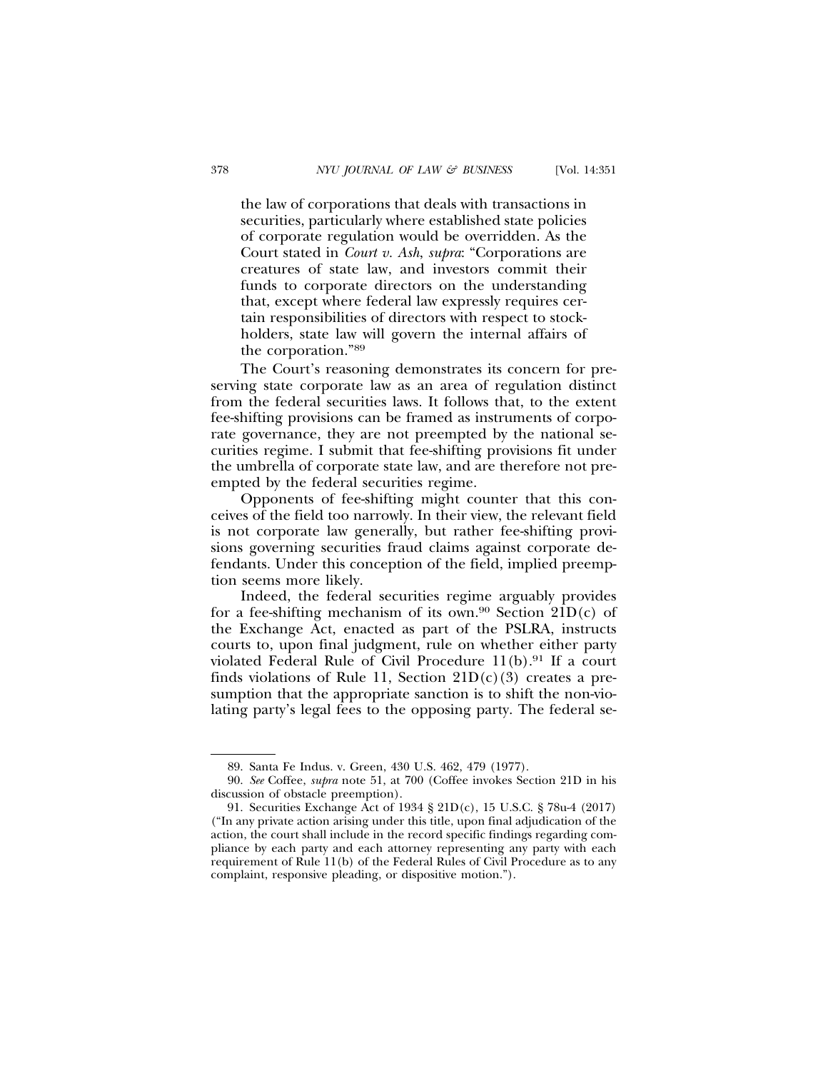> the law of corporations that deals with transactions in securities, particularly where established state policies of corporate regulation would be overridden. As the Court stated in *Court v. Ash*, *supra*: "Corporations are creatures of state law, and investors commit their funds to corporate directors on the understanding that, except where federal law expressly requires certain responsibilities of directors with respect to stockholders, state law will govern the internal affairs of the corporation."[89]

The Court's reasoning demonstrates its concern for preserving state corporate law as an area of regulation distinct from the federal securities laws. It follows that, to the extent fee-shifting provisions can be framed as instruments of corporate governance, they are not preempted by the national securities regime. I submit that fee-shifting provisions fit under the umbrella of corporate state law, and are therefore not preempted by the federal securities regime.

Opponents of fee-shifting might counter that this conceives of the field too narrowly. In their view, the relevant field is not corporate law generally, but rather fee-shifting provisions governing securities fraud claims against corporate defendants. Under this conception of the field, implied preemption seems more likely.

Indeed, the federal securities regime arguably provides for a fee-shifting mechanism of its own.[90] Section 21D(c) of the Exchange Act, enacted as part of the PSLRA, instructs courts to, upon final judgment, rule on whether either party violated Federal Rule of Civil Procedure 11(b).[91] If a court finds violations of Rule 11, Section 21D(c)(3) creates a presumption that the appropriate sanction is to shift the non-violating party's legal fees to the opposing party. The federal se-

---

89. Santa Fe Indus. v. Green, 430 U.S. 462, 479 (1977).

90. *See* Coffee, *supra* note 51, at 700 (Coffee invokes Section 21D in his discussion of obstacle preemption).

91. Securities Exchange Act of 1934 § 21D(c), 15 U.S.C. § 78u-4 (2017) ("In any private action arising under this title, upon final adjudication of the action, the court shall include in the record specific findings regarding compliance by each party and each attorney representing any party with each requirement of Rule 11(b) of the Federal Rules of Civil Procedure as to any complaint, responsive pleading, or dispositive motion.").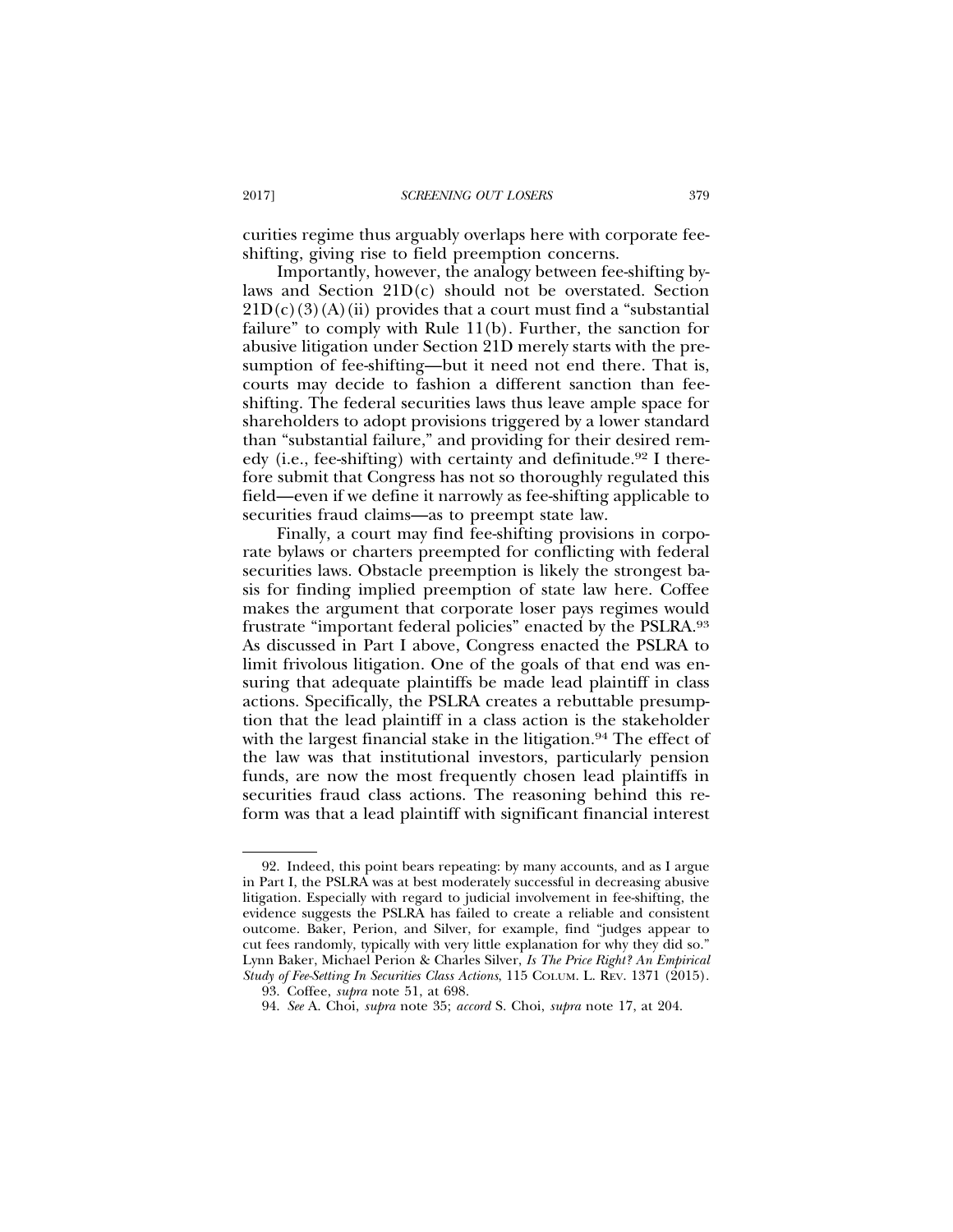curities regime thus arguably overlaps here with corporate fee-shifting, giving rise to field preemption concerns.

Importantly, however, the analogy between fee-shifting by-laws and Section 21D(c) should not be overstated. Section 21D(c)(3)(A)(ii) provides that a court must find a "substantial failure" to comply with Rule 11(b). Further, the sanction for abusive litigation under Section 21D merely starts with the presumption of fee-shifting—but it need not end there. That is, courts may decide to fashion a different sanction than fee-shifting. The federal securities laws thus leave ample space for shareholders to adopt provisions triggered by a lower standard than "substantial failure," and providing for their desired remedy (i.e., fee-shifting) with certainty and definitude.[92] I therefore submit that Congress has not so thoroughly regulated this field—even if we define it narrowly as fee-shifting applicable to securities fraud claims—as to preempt state law.

Finally, a court may find fee-shifting provisions in corporate bylaws or charters preempted for conflicting with federal securities laws. Obstacle preemption is likely the strongest basis for finding implied preemption of state law here. Coffee makes the argument that corporate loser pays regimes would frustrate "important federal policies" enacted by the PSLRA.[93] As discussed in Part I above, Congress enacted the PSLRA to limit frivolous litigation. One of the goals of that end was ensuring that adequate plaintiffs be made lead plaintiff in class actions. Specifically, the PSLRA creates a rebuttable presumption that the lead plaintiff in a class action is the stakeholder with the largest financial stake in the litigation.[94] The effect of the law was that institutional investors, particularly pension funds, are now the most frequently chosen lead plaintiffs in securities fraud class actions. The reasoning behind this reform was that a lead plaintiff with significant financial interest

---

92. Indeed, this point bears repeating: by many accounts, and as I argue in Part I, the PSLRA was at best moderately successful in decreasing abusive litigation. Especially with regard to judicial involvement in fee-shifting, the evidence suggests the PSLRA has failed to create a reliable and consistent outcome. Baker, Perion, and Silver, for example, find "judges appear to cut fees randomly, typically with very little explanation for why they did so." Lynn Baker, Michael Perion & Charles Silver, *Is The Price Right? An Empirical Study of Fee-Setting In Securities Class Actions*, 115 COLUM. L. REV. 1371 (2015).

93. Coffee, *supra* note 51, at 698.

94. *See* A. Choi, *supra* note 35; *accord* S. Choi, *supra* note 17, at 204.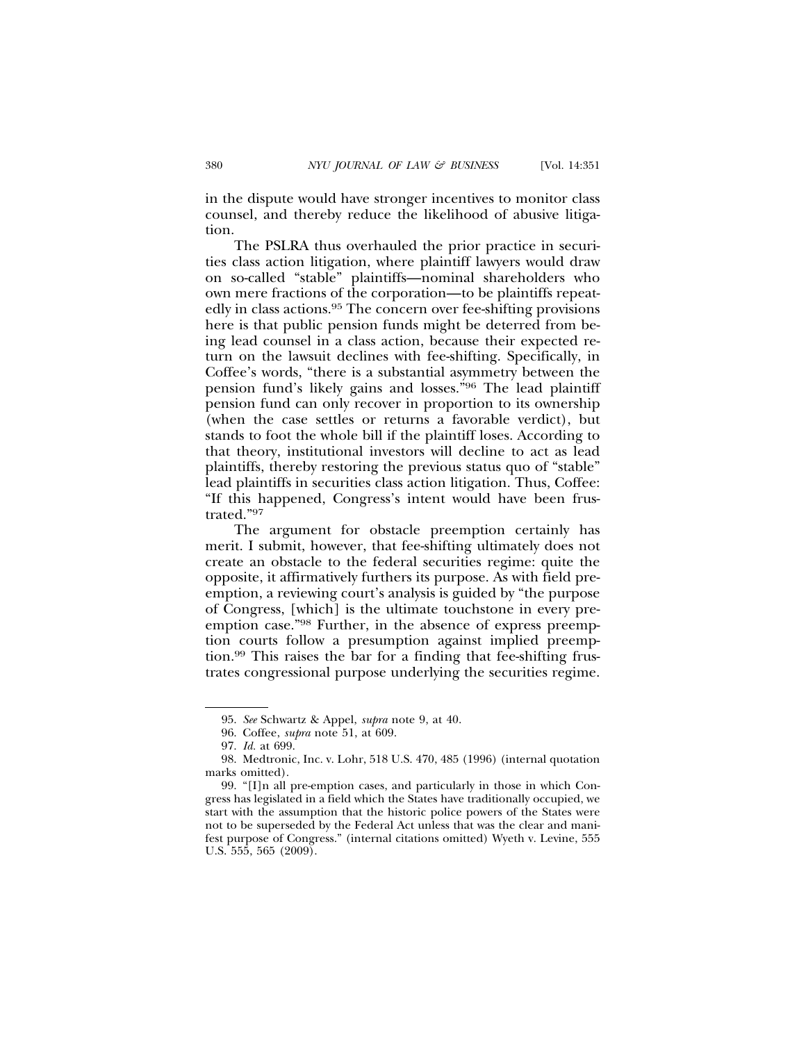in the dispute would have stronger incentives to monitor class counsel, and thereby reduce the likelihood of abusive litigation.

The PSLRA thus overhauled the prior practice in securities class action litigation, where plaintiff lawyers would draw on so-called "stable" plaintiffs—nominal shareholders who own mere fractions of the corporation—to be plaintiffs repeatedly in class actions.[95] The concern over fee-shifting provisions here is that public pension funds might be deterred from being lead counsel in a class action, because their expected return on the lawsuit declines with fee-shifting. Specifically, in Coffee's words, "there is a substantial asymmetry between the pension fund's likely gains and losses."[96] The lead plaintiff pension fund can only recover in proportion to its ownership (when the case settles or returns a favorable verdict), but stands to foot the whole bill if the plaintiff loses. According to that theory, institutional investors will decline to act as lead plaintiffs, thereby restoring the previous status quo of "stable" lead plaintiffs in securities class action litigation. Thus, Coffee: "If this happened, Congress's intent would have been frustrated."[97]

The argument for obstacle preemption certainly has merit. I submit, however, that fee-shifting ultimately does not create an obstacle to the federal securities regime: quite the opposite, it affirmatively furthers its purpose. As with field preemption, a reviewing court's analysis is guided by "the purpose of Congress, [which] is the ultimate touchstone in every preemption case."[98] Further, in the absence of express preemption courts follow a presumption against implied preemption.[99] This raises the bar for a finding that fee-shifting frustrates congressional purpose underlying the securities regime.

---

95. *See* Schwartz & Appel, *supra* note 9, at 40.

96. Coffee, *supra* note 51, at 609.

97. *Id.* at 699.

98. Medtronic, Inc. v. Lohr, 518 U.S. 470, 485 (1996) (internal quotation marks omitted).

99. "[I]n all pre-emption cases, and particularly in those in which Congress has legislated in a field which the States have traditionally occupied, we start with the assumption that the historic police powers of the States were not to be superseded by the Federal Act unless that was the clear and manifest purpose of Congress." (internal citations omitted) Wyeth v. Levine, 555 U.S. 555, 565 (2009).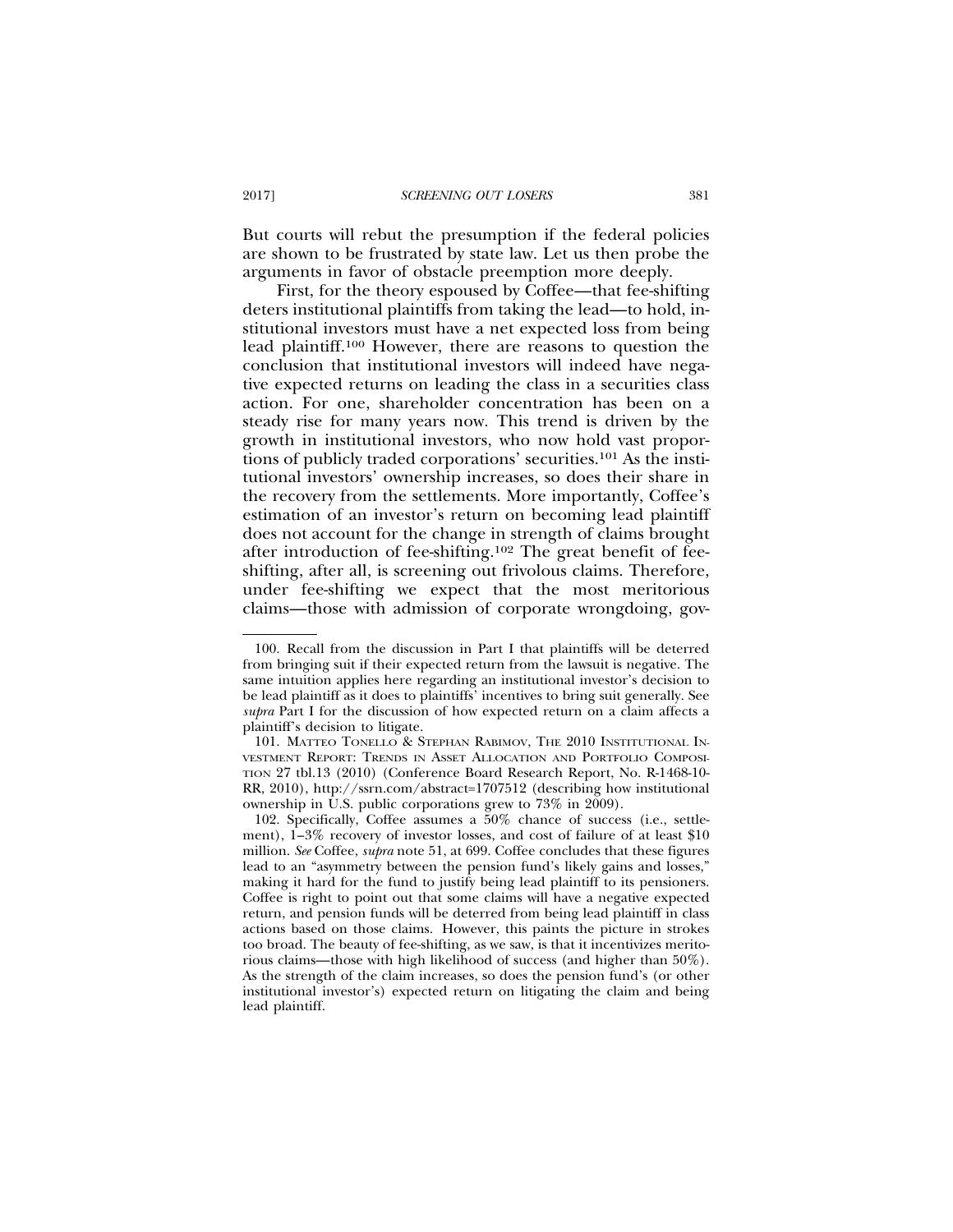But courts will rebut the presumption if the federal policies are shown to be frustrated by state law. Let us then probe the arguments in favor of obstacle preemption more deeply.

First, for the theory espoused by Coffee—that fee-shifting deters institutional plaintiffs from taking the lead—to hold, institutional investors must have a net expected loss from being lead plaintiff.[100] However, there are reasons to question the conclusion that institutional investors will indeed have negative expected returns on leading the class in a securities class action. For one, shareholder concentration has been on a steady rise for many years now. This trend is driven by the growth in institutional investors, who now hold vast proportions of publicly traded corporations' securities.[101] As the institutional investors' ownership increases, so does their share in the recovery from the settlements. More importantly, Coffee's estimation of an investor's return on becoming lead plaintiff does not account for the change in strength of claims brought after introduction of fee-shifting.[102] The great benefit of fee-shifting, after all, is screening out frivolous claims. Therefore, under fee-shifting we expect that the most meritorious claims—those with admission of corporate wrongdoing, gov-

---

100. Recall from the discussion in Part I that plaintiffs will be deterred from bringing suit if their expected return from the lawsuit is negative. The same intuition applies here regarding an institutional investor's decision to be lead plaintiff as it does to plaintiffs' incentives to bring suit generally. See *supra* Part I for the discussion of how expected return on a claim affects a plaintiff's decision to litigate.

101. MATTEO TONELLO & STEPHAN RABIMOV, THE 2010 INSTITUTIONAL INVESTMENT REPORT: TRENDS IN ASSET ALLOCATION AND PORTFOLIO COMPOSITION 27 tbl.13 (2010) (Conference Board Research Report, No. R-1468-10-RR, 2010), http://ssrn.com/abstract=1707512 (describing how institutional ownership in U.S. public corporations grew to 73% in 2009).

102. Specifically, Coffee assumes a 50% chance of success (i.e., settlement), 1–3% recovery of investor losses, and cost of failure of at least $10 million. *See* Coffee, *supra* note 51, at 699. Coffee concludes that these figures lead to an "asymmetry between the pension fund's likely gains and losses," making it hard for the fund to justify being lead plaintiff to its pensioners. Coffee is right to point out that some claims will have a negative expected return, and pension funds will be deterred from being lead plaintiff in class actions based on those claims. However, this paints the picture in strokes too broad. The beauty of fee-shifting, as we saw, is that it incentivizes meritorious claims—those with high likelihood of success (and higher than 50%). As the strength of the claim increases, so does the pension fund's (or other institutional investor's) expected return on litigating the claim and being lead plaintiff.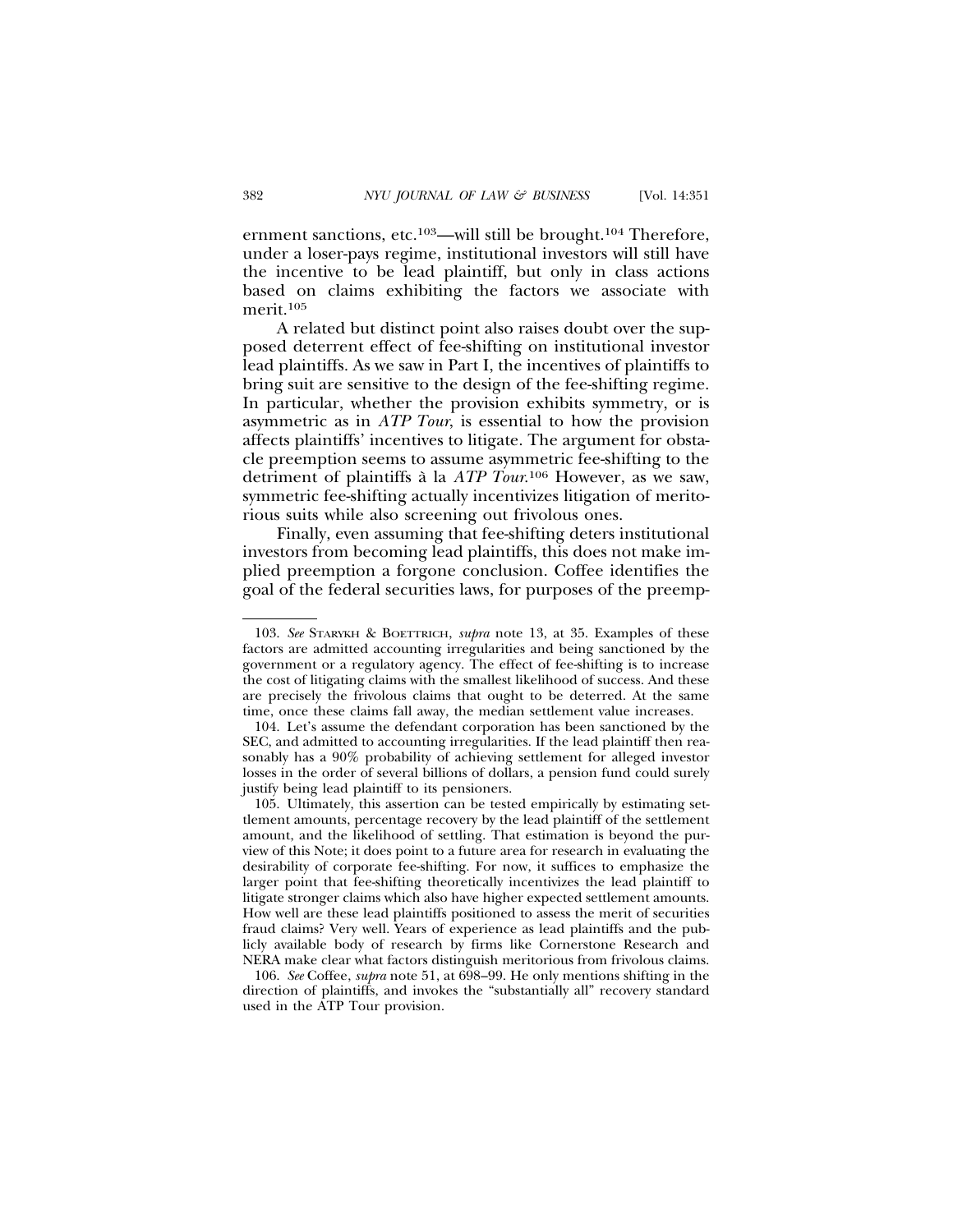ernment sanctions, etc.[103]—will still be brought.[104] Therefore, under a loser-pays regime, institutional investors will still have the incentive to be lead plaintiff, but only in class actions based on claims exhibiting the factors we associate with merit.[105]

A related but distinct point also raises doubt over the supposed deterrent effect of fee-shifting on institutional investor lead plaintiffs. As we saw in Part I, the incentives of plaintiffs to bring suit are sensitive to the design of the fee-shifting regime. In particular, whether the provision exhibits symmetry, or is asymmetric as in *ATP Tour*, is essential to how the provision affects plaintiffs' incentives to litigate. The argument for obstacle preemption seems to assume asymmetric fee-shifting to the detriment of plaintiffs à la *ATP Tour*.[106] However, as we saw, symmetric fee-shifting actually incentivizes litigation of meritorious suits while also screening out frivolous ones.

Finally, even assuming that fee-shifting deters institutional investors from becoming lead plaintiffs, this does not make implied preemption a forgone conclusion. Coffee identifies the goal of the federal securities laws, for purposes of the preemp-

---

103. *See* STARYKH & BOETTRICH, *supra* note 13, at 35. Examples of these factors are admitted accounting irregularities and being sanctioned by the government or a regulatory agency. The effect of fee-shifting is to increase the cost of litigating claims with the smallest likelihood of success. And these are precisely the frivolous claims that ought to be deterred. At the same time, once these claims fall away, the median settlement value increases.

104. Let's assume the defendant corporation has been sanctioned by the SEC, and admitted to accounting irregularities. If the lead plaintiff then reasonably has a 90% probability of achieving settlement for alleged investor losses in the order of several billions of dollars, a pension fund could surely justify being lead plaintiff to its pensioners.

105. Ultimately, this assertion can be tested empirically by estimating settlement amounts, percentage recovery by the lead plaintiff of the settlement amount, and the likelihood of settling. That estimation is beyond the purview of this Note; it does point to a future area for research in evaluating the desirability of corporate fee-shifting. For now, it suffices to emphasize the larger point that fee-shifting theoretically incentivizes the lead plaintiff to litigate stronger claims which also have higher expected settlement amounts. How well are these lead plaintiffs positioned to assess the merit of securities fraud claims? Very well. Years of experience as lead plaintiffs and the publicly available body of research by firms like Cornerstone Research and NERA make clear what factors distinguish meritorious from frivolous claims.

106. *See* Coffee, *supra* note 51, at 698–99. He only mentions shifting in the direction of plaintiffs, and invokes the "substantially all" recovery standard used in the ATP Tour provision.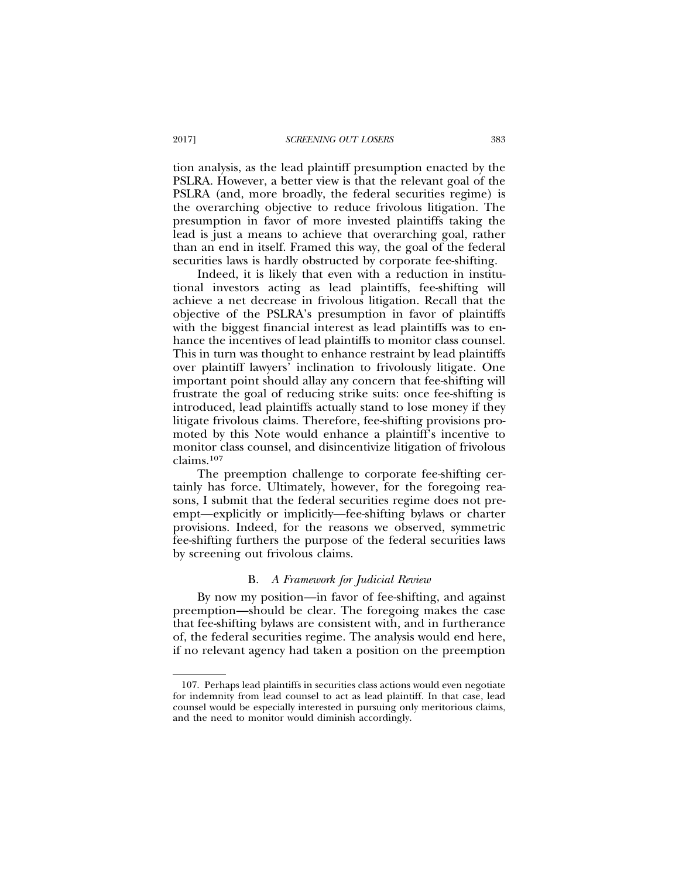tion analysis, as the lead plaintiff presumption enacted by the PSLRA. However, a better view is that the relevant goal of the PSLRA (and, more broadly, the federal securities regime) is the overarching objective to reduce frivolous litigation. The presumption in favor of more invested plaintiffs taking the lead is just a means to achieve that overarching goal, rather than an end in itself. Framed this way, the goal of the federal securities laws is hardly obstructed by corporate fee-shifting.

Indeed, it is likely that even with a reduction in institutional investors acting as lead plaintiffs, fee-shifting will achieve a net decrease in frivolous litigation. Recall that the objective of the PSLRA's presumption in favor of plaintiffs with the biggest financial interest as lead plaintiffs was to enhance the incentives of lead plaintiffs to monitor class counsel. This in turn was thought to enhance restraint by lead plaintiffs over plaintiff lawyers' inclination to frivolously litigate. One important point should allay any concern that fee-shifting will frustrate the goal of reducing strike suits: once fee-shifting is introduced, lead plaintiffs actually stand to lose money if they litigate frivolous claims. Therefore, fee-shifting provisions promoted by this Note would enhance a plaintiff's incentive to monitor class counsel, and disincentivize litigation of frivolous claims.[107]

The preemption challenge to corporate fee-shifting certainly has force. Ultimately, however, for the foregoing reasons, I submit that the federal securities regime does not preempt—explicitly or implicitly—fee-shifting bylaws or charter provisions. Indeed, for the reasons we observed, symmetric fee-shifting furthers the purpose of the federal securities laws by screening out frivolous claims.

### B. *A Framework for Judicial Review*

By now my position—in favor of fee-shifting, and against preemption—should be clear. The foregoing makes the case that fee-shifting bylaws are consistent with, and in furtherance of, the federal securities regime. The analysis would end here, if no relevant agency had taken a position on the preemption

---

107. Perhaps lead plaintiffs in securities class actions would even negotiate for indemnity from lead counsel to act as lead plaintiff. In that case, lead counsel would be especially interested in pursuing only meritorious claims, and the need to monitor would diminish accordingly.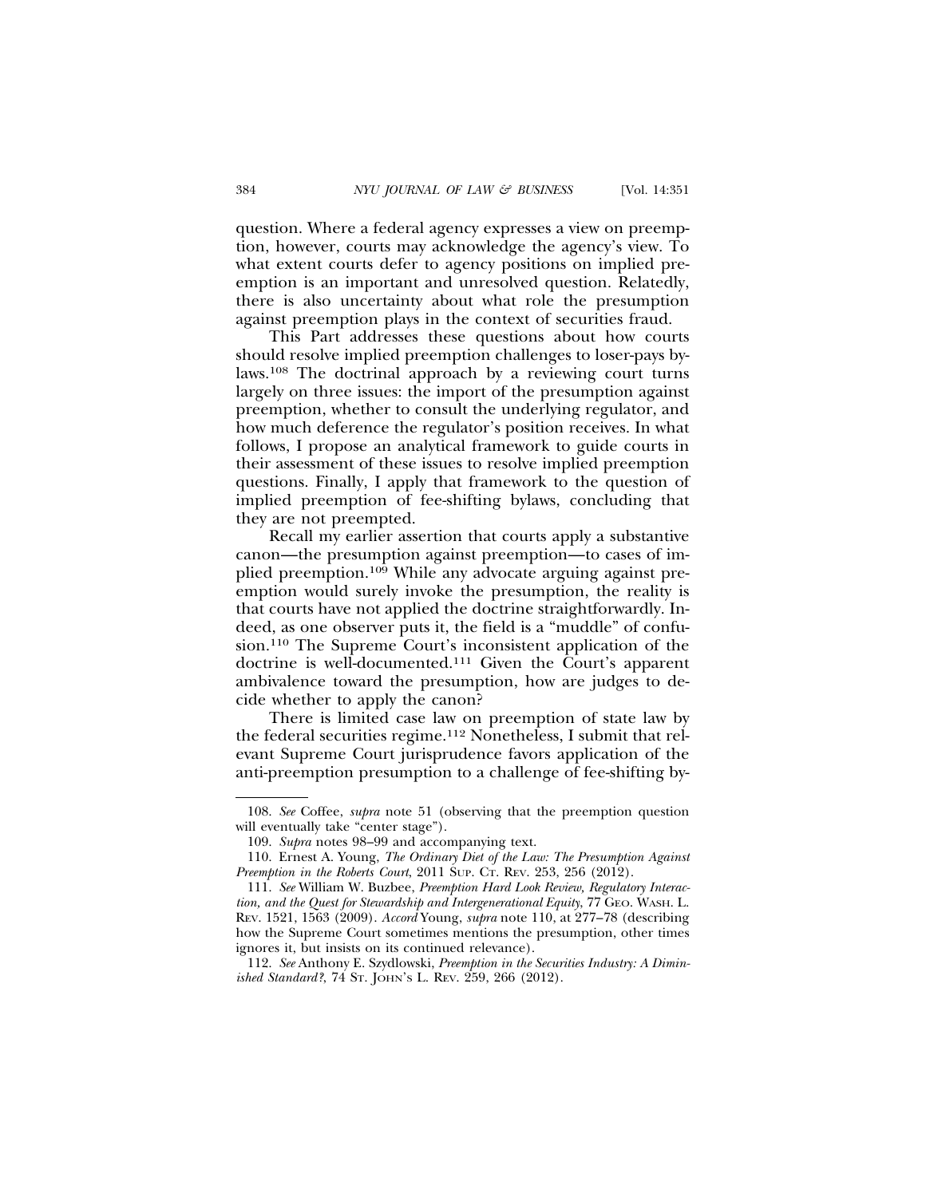question. Where a federal agency expresses a view on preemption, however, courts may acknowledge the agency's view. To what extent courts defer to agency positions on implied preemption is an important and unresolved question. Relatedly, there is also uncertainty about what role the presumption against preemption plays in the context of securities fraud.

This Part addresses these questions about how courts should resolve implied preemption challenges to loser-pays bylaws.[108] The doctrinal approach by a reviewing court turns largely on three issues: the import of the presumption against preemption, whether to consult the underlying regulator, and how much deference the regulator's position receives. In what follows, I propose an analytical framework to guide courts in their assessment of these issues to resolve implied preemption questions. Finally, I apply that framework to the question of implied preemption of fee-shifting bylaws, concluding that they are not preempted.

Recall my earlier assertion that courts apply a substantive canon—the presumption against preemption—to cases of implied preemption.[109] While any advocate arguing against preemption would surely invoke the presumption, the reality is that courts have not applied the doctrine straightforwardly. Indeed, as one observer puts it, the field is a "muddle" of confusion.[110] The Supreme Court's inconsistent application of the doctrine is well-documented.[111] Given the Court's apparent ambivalence toward the presumption, how are judges to decide whether to apply the canon?

There is limited case law on preemption of state law by the federal securities regime.[112] Nonetheless, I submit that relevant Supreme Court jurisprudence favors application of the anti-preemption presumption to a challenge of fee-shifting by-

108. *See* Coffee, *supra* note 51 (observing that the preemption question will eventually take "center stage").

109. *Supra* notes 98–99 and accompanying text.

110. Ernest A. Young, *The Ordinary Diet of the Law: The Presumption Against Preemption in the Roberts Court*, 2011 SUP. CT. REV. 253, 256 (2012).

111. *See* William W. Buzbee, *Preemption Hard Look Review, Regulatory Interaction, and the Quest for Stewardship and Intergenerational Equity*, 77 GEO. WASH. L. REV. 1521, 1563 (2009). *Accord* Young, *supra* note 110, at 277–78 (describing how the Supreme Court sometimes mentions the presumption, other times ignores it, but insists on its continued relevance).

112. *See* Anthony E. Szydlowski, *Preemption in the Securities Industry: A Diminished Standard?*, 74 ST. JOHN'S L. REV. 259, 266 (2012).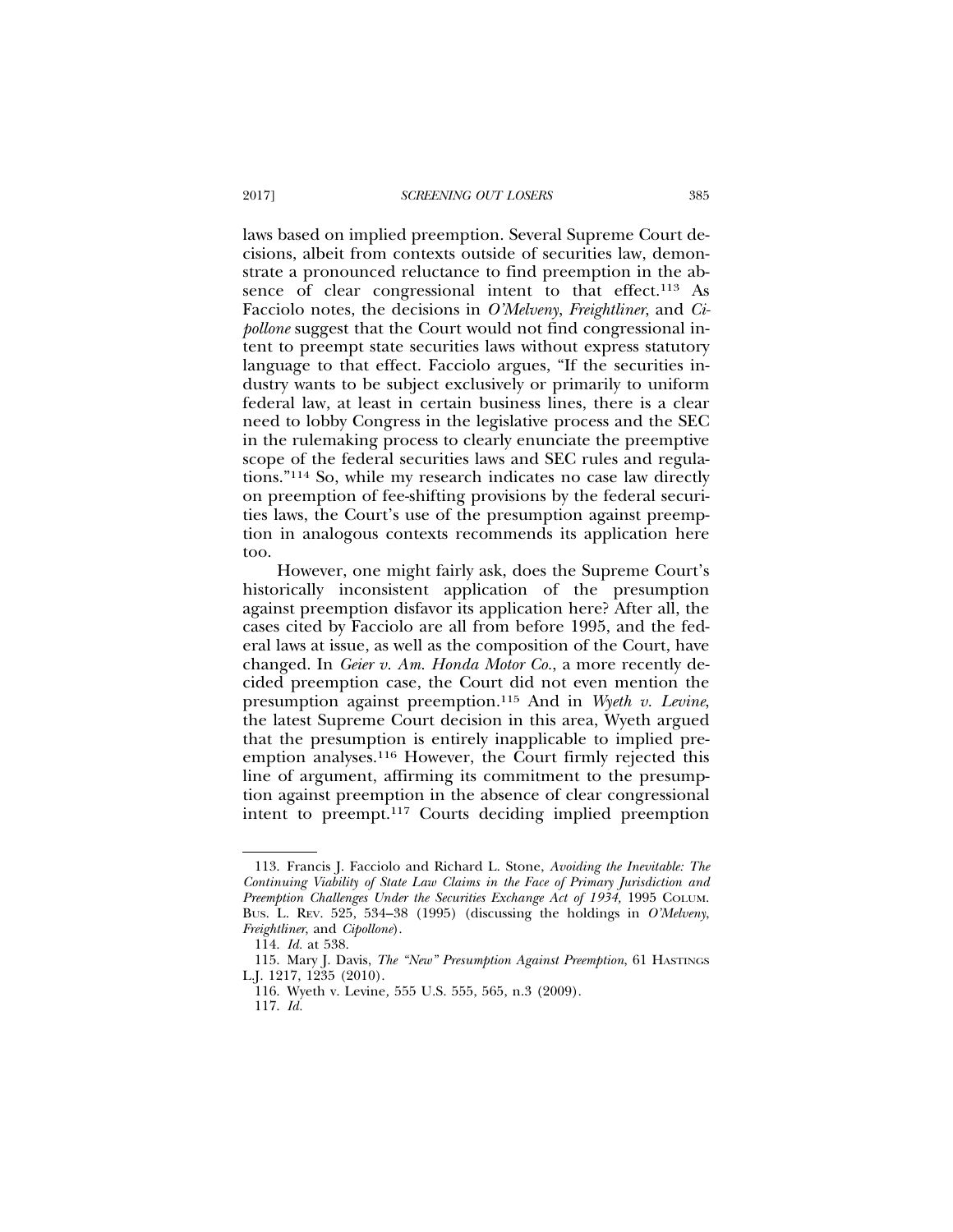laws based on implied preemption. Several Supreme Court decisions, albeit from contexts outside of securities law, demonstrate a pronounced reluctance to find preemption in the absence of clear congressional intent to that effect.[113] As Facciolo notes, the decisions in *O'Melveny*, *Freightliner*, and *Cipollone* suggest that the Court would not find congressional intent to preempt state securities laws without express statutory language to that effect. Facciolo argues, "If the securities industry wants to be subject exclusively or primarily to uniform federal law, at least in certain business lines, there is a clear need to lobby Congress in the legislative process and the SEC in the rulemaking process to clearly enunciate the preemptive scope of the federal securities laws and SEC rules and regulations."[114] So, while my research indicates no case law directly on preemption of fee-shifting provisions by the federal securities laws, the Court's use of the presumption against preemption in analogous contexts recommends its application here too.

However, one might fairly ask, does the Supreme Court's historically inconsistent application of the presumption against preemption disfavor its application here? After all, the cases cited by Facciolo are all from before 1995, and the federal laws at issue, as well as the composition of the Court, have changed. In *Geier v. Am. Honda Motor Co.*, a more recently decided preemption case, the Court did not even mention the presumption against preemption.[115] And in *Wyeth v. Levine*, the latest Supreme Court decision in this area, Wyeth argued that the presumption is entirely inapplicable to implied preemption analyses.[116] However, the Court firmly rejected this line of argument, affirming its commitment to the presumption against preemption in the absence of clear congressional intent to preempt.[117] Courts deciding implied preemption

---

113. Francis J. Facciolo and Richard L. Stone, *Avoiding the Inevitable: The Continuing Viability of State Law Claims in the Face of Primary Jurisdiction and Preemption Challenges Under the Securities Exchange Act of 1934*, 1995 COLUM. BUS. L. REV. 525, 534–38 (1995) (discussing the holdings in *O'Melveny*, *Freightliner*, and *Cipollone*).

114. *Id.* at 538.

115. Mary J. Davis, *The "New" Presumption Against Preemption*, 61 HASTINGS L.J. 1217, 1235 (2010).

116. Wyeth v. Levine, 555 U.S. 555, 565, n.3 (2009).

117. *Id.*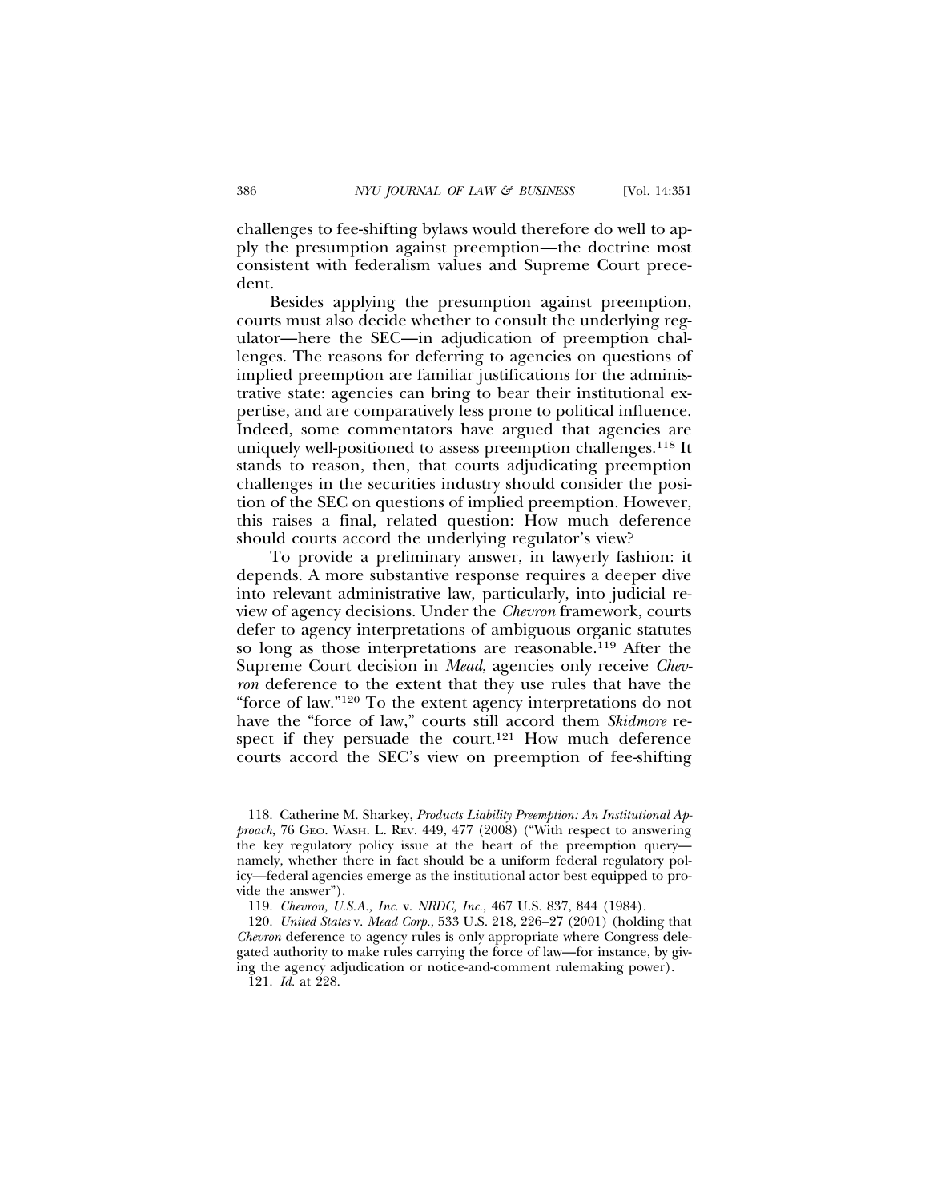challenges to fee-shifting bylaws would therefore do well to apply the presumption against preemption—the doctrine most consistent with federalism values and Supreme Court precedent.

Besides applying the presumption against preemption, courts must also decide whether to consult the underlying regulator—here the SEC—in adjudication of preemption challenges. The reasons for deferring to agencies on questions of implied preemption are familiar justifications for the administrative state: agencies can bring to bear their institutional expertise, and are comparatively less prone to political influence. Indeed, some commentators have argued that agencies are uniquely well-positioned to assess preemption challenges.[118] It stands to reason, then, that courts adjudicating preemption challenges in the securities industry should consider the position of the SEC on questions of implied preemption. However, this raises a final, related question: How much deference should courts accord the underlying regulator's view?

To provide a preliminary answer, in lawyerly fashion: it depends. A more substantive response requires a deeper dive into relevant administrative law, particularly, into judicial review of agency decisions. Under the *Chevron* framework, courts defer to agency interpretations of ambiguous organic statutes so long as those interpretations are reasonable.[119] After the Supreme Court decision in *Mead*, agencies only receive *Chevron* deference to the extent that they use rules that have the "force of law."[120] To the extent agency interpretations do not have the "force of law," courts still accord them *Skidmore* respect if they persuade the court.[121] How much deference courts accord the SEC's view on preemption of fee-shifting

118. Catherine M. Sharkey, *Products Liability Preemption: An Institutional Approach*, 76 GEO. WASH. L. REV. 449, 477 (2008) ("With respect to answering the key regulatory policy issue at the heart of the preemption query—namely, whether there in fact should be a uniform federal regulatory policy—federal agencies emerge as the institutional actor best equipped to provide the answer").

119. *Chevron, U.S.A., Inc.* v. *NRDC, Inc.*, 467 U.S. 837, 844 (1984).

120. *United States* v. *Mead Corp.*, 533 U.S. 218, 226–27 (2001) (holding that *Chevron* deference to agency rules is only appropriate where Congress delegated authority to make rules carrying the force of law—for instance, by giving the agency adjudication or notice-and-comment rulemaking power).

121. *Id.* at 228.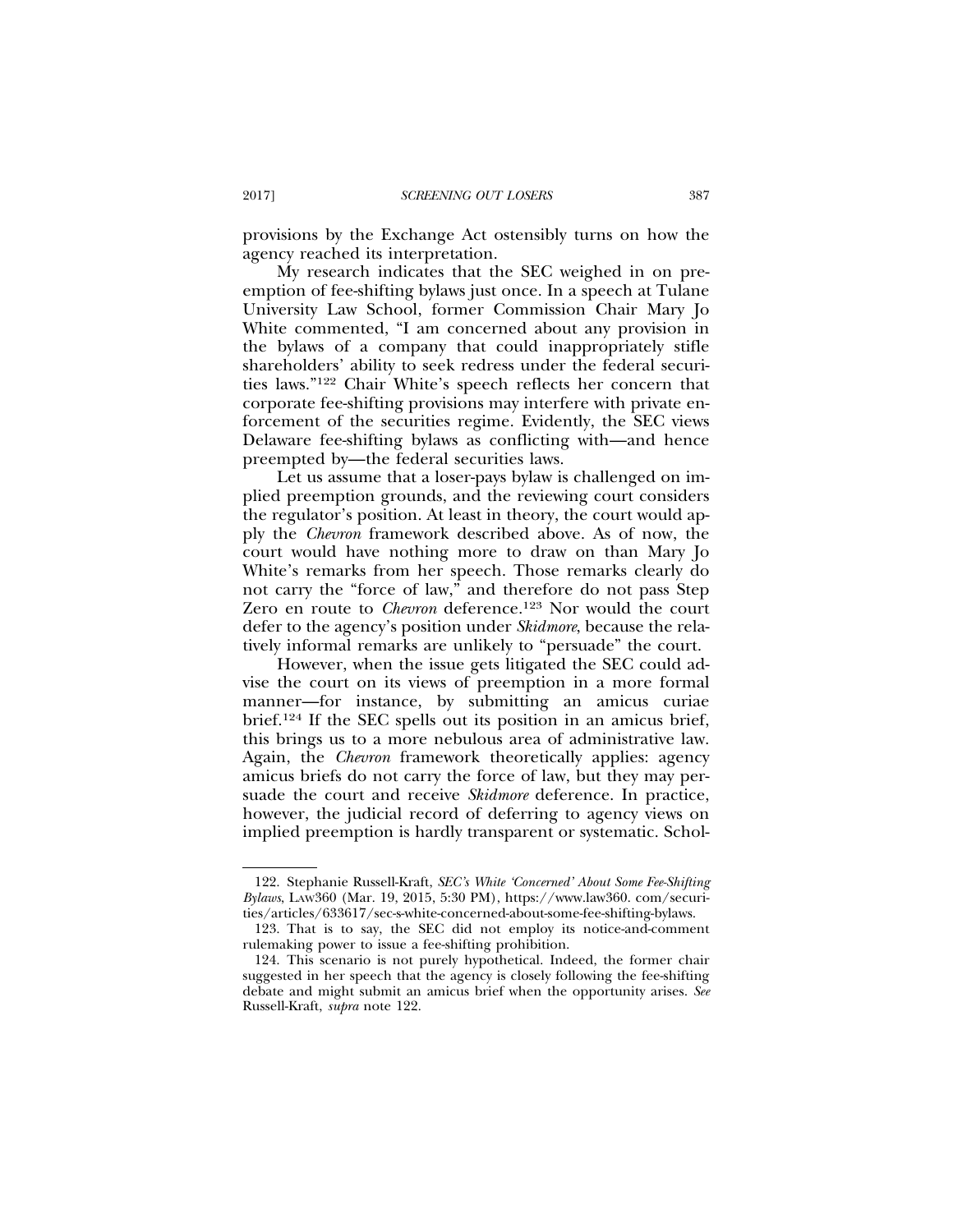provisions by the Exchange Act ostensibly turns on how the agency reached its interpretation.

My research indicates that the SEC weighed in on preemption of fee-shifting bylaws just once. In a speech at Tulane University Law School, former Commission Chair Mary Jo White commented, "I am concerned about any provision in the bylaws of a company that could inappropriately stifle shareholders' ability to seek redress under the federal securities laws."[122] Chair White's speech reflects her concern that corporate fee-shifting provisions may interfere with private enforcement of the securities regime. Evidently, the SEC views Delaware fee-shifting bylaws as conflicting with—and hence preempted by—the federal securities laws.

Let us assume that a loser-pays bylaw is challenged on implied preemption grounds, and the reviewing court considers the regulator's position. At least in theory, the court would apply the *Chevron* framework described above. As of now, the court would have nothing more to draw on than Mary Jo White's remarks from her speech. Those remarks clearly do not carry the "force of law," and therefore do not pass Step Zero en route to *Chevron* deference.[123] Nor would the court defer to the agency's position under *Skidmore*, because the relatively informal remarks are unlikely to "persuade" the court.

However, when the issue gets litigated the SEC could advise the court on its views of preemption in a more formal manner—for instance, by submitting an amicus curiae brief.[124] If the SEC spells out its position in an amicus brief, this brings us to a more nebulous area of administrative law. Again, the *Chevron* framework theoretically applies: agency amicus briefs do not carry the force of law, but they may persuade the court and receive *Skidmore* deference. In practice, however, the judicial record of deferring to agency views on implied preemption is hardly transparent or systematic. Schol-

---

122. Stephanie Russell-Kraft, *SEC's White 'Concerned' About Some Fee-Shifting Bylaws*, LAW360 (Mar. 19, 2015, 5:30 PM), https://www.law360. com/securities/articles/633617/sec-s-white-concerned-about-some-fee-shifting-bylaws.

123. That is to say, the SEC did not employ its notice-and-comment rulemaking power to issue a fee-shifting prohibition.

124. This scenario is not purely hypothetical. Indeed, the former chair suggested in her speech that the agency is closely following the fee-shifting debate and might submit an amicus brief when the opportunity arises. *See* Russell-Kraft, *supra* note 122.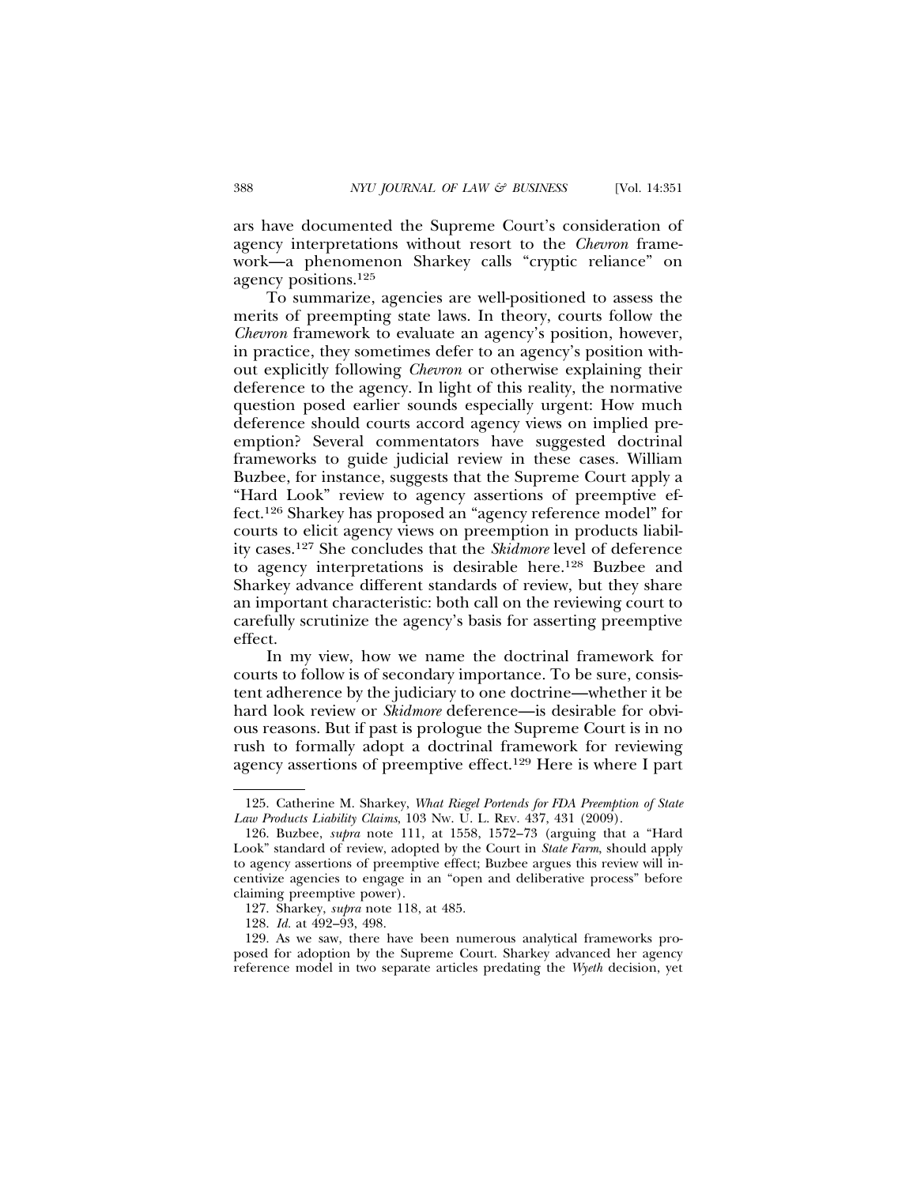ars have documented the Supreme Court's consideration of agency interpretations without resort to the *Chevron* framework—a phenomenon Sharkey calls "cryptic reliance" on agency positions.[125]

To summarize, agencies are well-positioned to assess the merits of preempting state laws. In theory, courts follow the *Chevron* framework to evaluate an agency's position, however, in practice, they sometimes defer to an agency's position without explicitly following *Chevron* or otherwise explaining their deference to the agency. In light of this reality, the normative question posed earlier sounds especially urgent: How much deference should courts accord agency views on implied preemption? Several commentators have suggested doctrinal frameworks to guide judicial review in these cases. William Buzbee, for instance, suggests that the Supreme Court apply a "Hard Look" review to agency assertions of preemptive effect.[126] Sharkey has proposed an "agency reference model" for courts to elicit agency views on preemption in products liability cases.[127] She concludes that the *Skidmore* level of deference to agency interpretations is desirable here.[128] Buzbee and Sharkey advance different standards of review, but they share an important characteristic: both call on the reviewing court to carefully scrutinize the agency's basis for asserting preemptive effect.

In my view, how we name the doctrinal framework for courts to follow is of secondary importance. To be sure, consistent adherence by the judiciary to one doctrine—whether it be hard look review or *Skidmore* deference—is desirable for obvious reasons. But if past is prologue the Supreme Court is in no rush to formally adopt a doctrinal framework for reviewing agency assertions of preemptive effect.[129] Here is where I part

---

125. Catherine M. Sharkey, *What Riegel Portends for FDA Preemption of State Law Products Liability Claims*, 103 Nw. U. L. Rev. 437, 431 (2009).

126. Buzbee, *supra* note 111, at 1558, 1572–73 (arguing that a "Hard Look" standard of review, adopted by the Court in *State Farm*, should apply to agency assertions of preemptive effect; Buzbee argues this review will incentivize agencies to engage in an "open and deliberative process" before claiming preemptive power).

127. Sharkey, *supra* note 118, at 485.

128. *Id.* at 492–93, 498.

129. As we saw, there have been numerous analytical frameworks proposed for adoption by the Supreme Court. Sharkey advanced her agency reference model in two separate articles predating the *Wyeth* decision, yet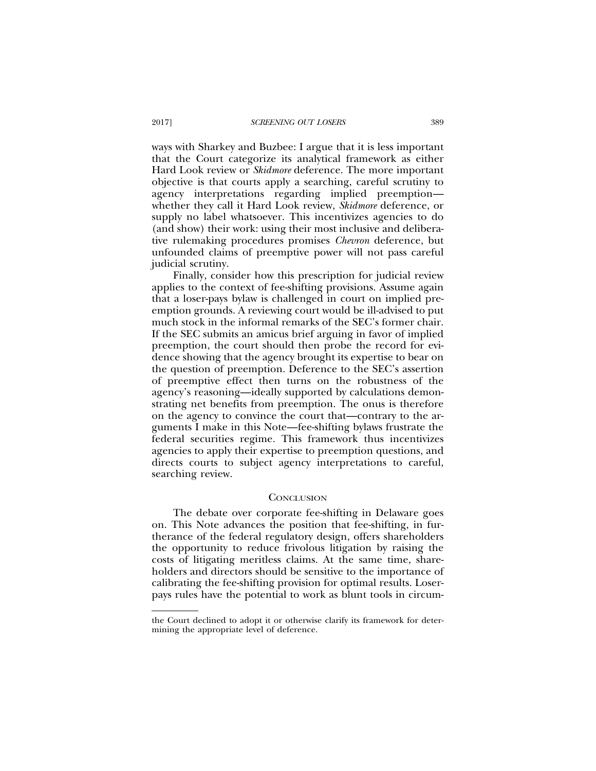ways with Sharkey and Buzbee: I argue that it is less important that the Court categorize its analytical framework as either Hard Look review or *Skidmore* deference. The more important objective is that courts apply a searching, careful scrutiny to agency interpretations regarding implied preemption—whether they call it Hard Look review, *Skidmore* deference, or supply no label whatsoever. This incentivizes agencies to do (and show) their work: using their most inclusive and deliberative rulemaking procedures promises *Chevron* deference, but unfounded claims of preemptive power will not pass careful judicial scrutiny.

Finally, consider how this prescription for judicial review applies to the context of fee-shifting provisions. Assume again that a loser-pays bylaw is challenged in court on implied preemption grounds. A reviewing court would be ill-advised to put much stock in the informal remarks of the SEC's former chair. If the SEC submits an amicus brief arguing in favor of implied preemption, the court should then probe the record for evidence showing that the agency brought its expertise to bear on the question of preemption. Deference to the SEC's assertion of preemptive effect then turns on the robustness of the agency's reasoning—ideally supported by calculations demonstrating net benefits from preemption. The onus is therefore on the agency to convince the court that—contrary to the arguments I make in this Note—fee-shifting bylaws frustrate the federal securities regime. This framework thus incentivizes agencies to apply their expertise to preemption questions, and directs courts to subject agency interpretations to careful, searching review.

## Conclusion

The debate over corporate fee-shifting in Delaware goes on. This Note advances the position that fee-shifting, in furtherance of the federal regulatory design, offers shareholders the opportunity to reduce frivolous litigation by raising the costs of litigating meritless claims. At the same time, shareholders and directors should be sensitive to the importance of calibrating the fee-shifting provision for optimal results. Loser-pays rules have the potential to work as blunt tools in circum-

---

the Court declined to adopt it or otherwise clarify its framework for determining the appropriate level of deference.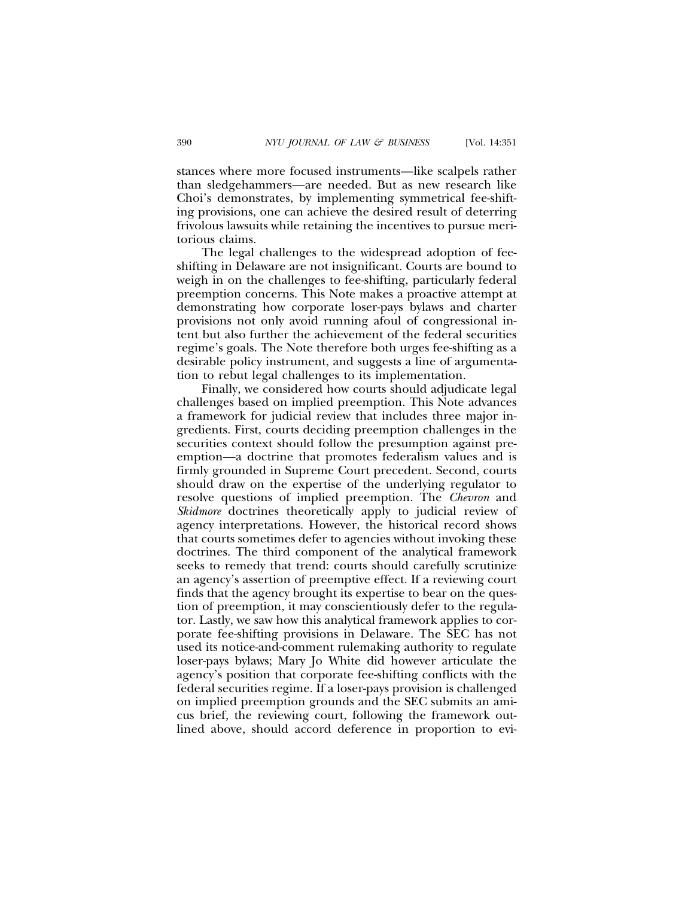stances where more focused instruments—like scalpels rather than sledgehammers—are needed. But as new research like Choi's demonstrates, by implementing symmetrical fee-shifting provisions, one can achieve the desired result of deterring frivolous lawsuits while retaining the incentives to pursue meritorious claims.

The legal challenges to the widespread adoption of fee-shifting in Delaware are not insignificant. Courts are bound to weigh in on the challenges to fee-shifting, particularly federal preemption concerns. This Note makes a proactive attempt at demonstrating how corporate loser-pays bylaws and charter provisions not only avoid running afoul of congressional intent but also further the achievement of the federal securities regime's goals. The Note therefore both urges fee-shifting as a desirable policy instrument, and suggests a line of argumentation to rebut legal challenges to its implementation.

Finally, we considered how courts should adjudicate legal challenges based on implied preemption. This Note advances a framework for judicial review that includes three major ingredients. First, courts deciding preemption challenges in the securities context should follow the presumption against preemption—a doctrine that promotes federalism values and is firmly grounded in Supreme Court precedent. Second, courts should draw on the expertise of the underlying regulator to resolve questions of implied preemption. The *Chevron* and *Skidmore* doctrines theoretically apply to judicial review of agency interpretations. However, the historical record shows that courts sometimes defer to agencies without invoking these doctrines. The third component of the analytical framework seeks to remedy that trend: courts should carefully scrutinize an agency's assertion of preemptive effect. If a reviewing court finds that the agency brought its expertise to bear on the question of preemption, it may conscientiously defer to the regulator. Lastly, we saw how this analytical framework applies to corporate fee-shifting provisions in Delaware. The SEC has not used its notice-and-comment rulemaking authority to regulate loser-pays bylaws; Mary Jo White did however articulate the agency's position that corporate fee-shifting conflicts with the federal securities regime. If a loser-pays provision is challenged on implied preemption grounds and the SEC submits an amicus brief, the reviewing court, following the framework outlined above, should accord deference in proportion to evi-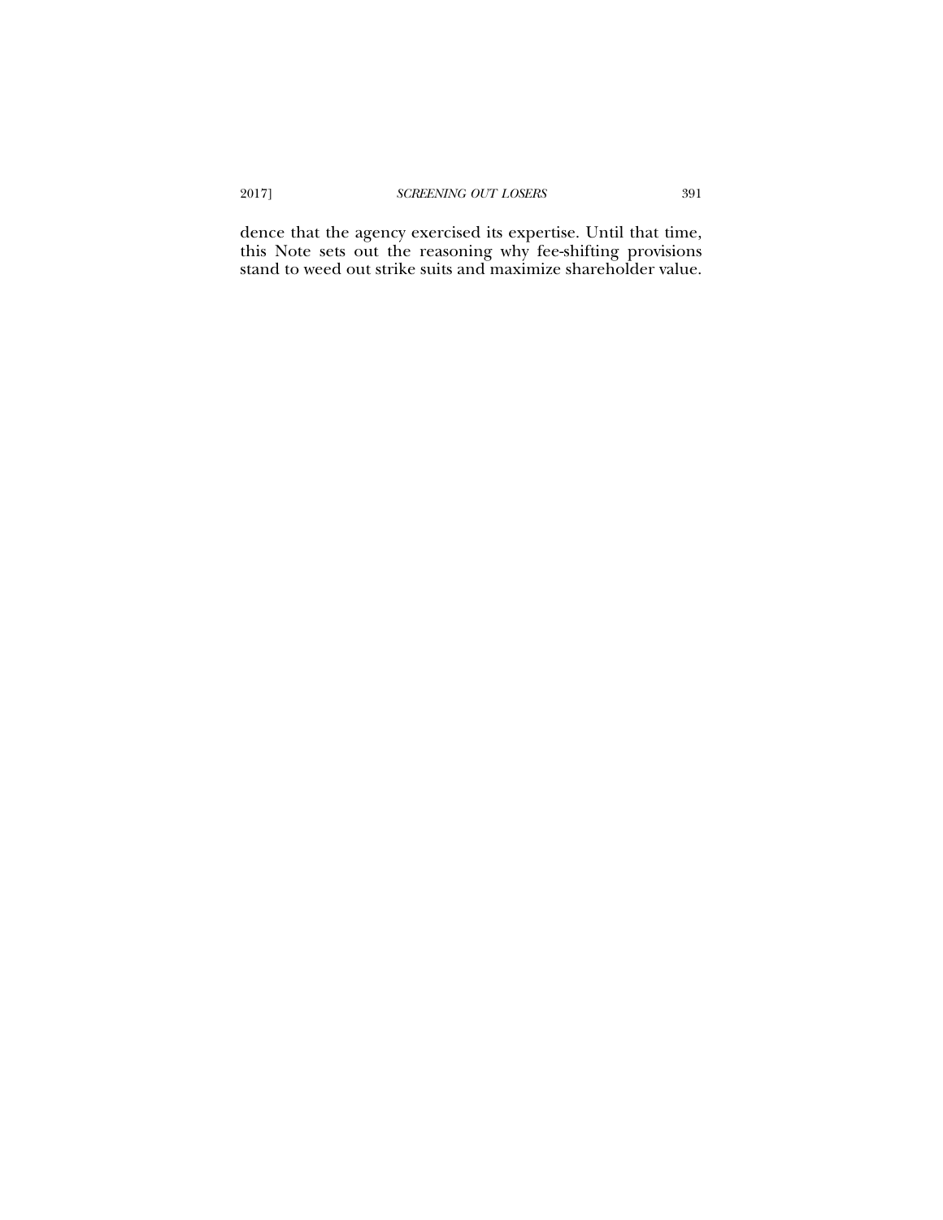dence that the agency exercised its expertise. Until that time, this Note sets out the reasoning why fee-shifting provisions stand to weed out strike suits and maximize shareholder value.